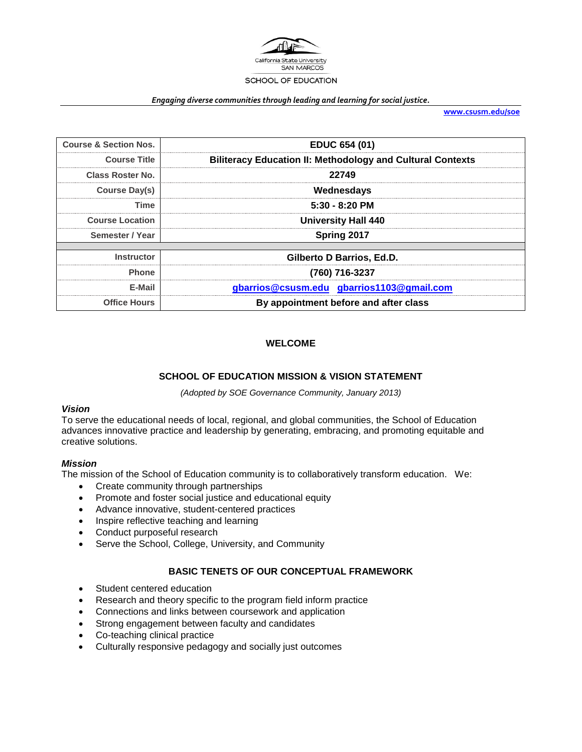California State University
SAN MARCOS
SCHOOL OF EDUCATION

*Engaging diverse communities through leading and learning for social justice.*

www.csusm.edu/soe

| Course & Section Nos. | EDUC 654 (01) |
| --- | --- |
| Course Title | Biliteracy Education II: Methodology and Cultural Contexts |
| Class Roster No. | 22749 |
| Course Day(s) | Wednesdays |
| Time | 5:30 - 8:20 PM |
| Course Location | University Hall 440 |
| Semester / Year | Spring 2017 |
| | |
| Instructor | Gilberto D Barrios, Ed.D. |
| Phone | (760) 716-3237 |
| E-Mail | gbarrios@csusm.edu  gbarrios1103@gmail.com |
| Office Hours | By appointment before and after class |

## WELCOME

## SCHOOL OF EDUCATION MISSION & VISION STATEMENT

*(Adopted by SOE Governance Community, January 2013)*

### *Vision*

To serve the educational needs of local, regional, and global communities, the School of Education advances innovative practice and leadership by generating, embracing, and promoting equitable and creative solutions.

### *Mission*

The mission of the School of Education community is to collaboratively transform education. We:

- Create community through partnerships
- Promote and foster social justice and educational equity
- Advance innovative, student-centered practices
- Inspire reflective teaching and learning
- Conduct purposeful research
- Serve the School, College, University, and Community

## BASIC TENETS OF OUR CONCEPTUAL FRAMEWORK

- Student centered education
- Research and theory specific to the program field inform practice
- Connections and links between coursework and application
- Strong engagement between faculty and candidates
- Co-teaching clinical practice
- Culturally responsive pedagogy and socially just outcomes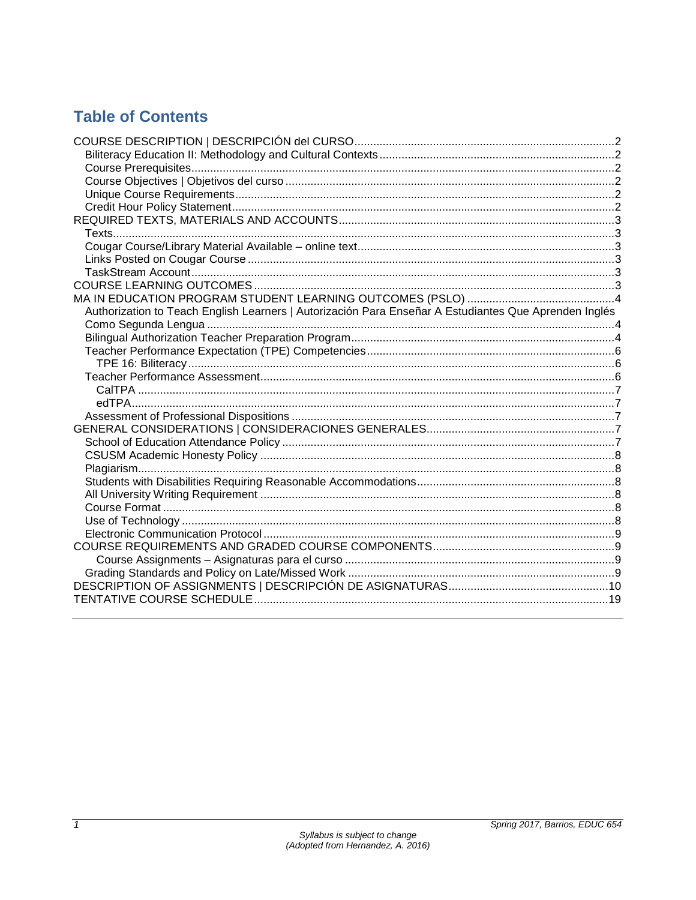## Table of Contents

- COURSE DESCRIPTION | DESCRIPCIÓN del CURSO ..... 2
  - Biliteracy Education II: Methodology and Cultural Contexts ..... 2
  - Course Prerequisites ..... 2
  - Course Objectives | Objetivos del curso ..... 2
  - Unique Course Requirements ..... 2
  - Credit Hour Policy Statement ..... 2
- REQUIRED TEXTS, MATERIALS AND ACCOUNTS ..... 3
  - Texts ..... 3
  - Cougar Course/Library Material Available – online text ..... 3
  - Links Posted on Cougar Course ..... 3
  - TaskStream Account ..... 3
- COURSE LEARNING OUTCOMES ..... 3
- MA IN EDUCATION PROGRAM STUDENT LEARNING OUTCOMES (PSLO) ..... 4
  - Authorization to Teach English Learners | Autorización Para Enseñar A Estudiantes Que Aprenden Inglés Como Segunda Lengua ..... 4
  - Bilingual Authorization Teacher Preparation Program ..... 4
  - Teacher Performance Expectation (TPE) Competencies ..... 6
    - TPE 16: Biliteracy ..... 6
  - Teacher Performance Assessment ..... 6
    - CalTPA ..... 7
    - edTPA ..... 7
  - Assessment of Professional Dispositions ..... 7
- GENERAL CONSIDERATIONS | CONSIDERACIONES GENERALES ..... 7
  - School of Education Attendance Policy ..... 7
  - CSUSM Academic Honesty Policy ..... 8
  - Plagiarism ..... 8
  - Students with Disabilities Requiring Reasonable Accommodations ..... 8
  - All University Writing Requirement ..... 8
  - Course Format ..... 8
  - Use of Technology ..... 8
  - Electronic Communication Protocol ..... 9
- COURSE REQUIREMENTS AND GRADED COURSE COMPONENTS ..... 9
    - Course Assignments – Asignaturas para el curso ..... 9
  - Grading Standards and Policy on Late/Missed Work ..... 9
- DESCRIPTION OF ASSIGNMENTS | DESCRIPCIÓN DE ASIGNATURAS ..... 10
- TENTATIVE COURSE SCHEDULE ..... 19

*Syllabus is subject to change*
*(Adopted from Hernandez, A. 2016)*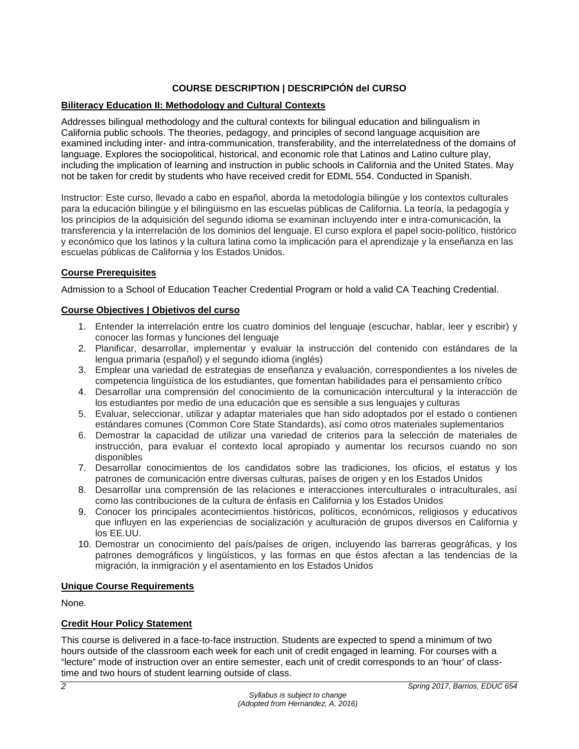## COURSE DESCRIPTION | DESCRIPCIÓN del CURSO

### Biliteracy Education II: Methodology and Cultural Contexts

Addresses bilingual methodology and the cultural contexts for bilingual education and bilingualism in California public schools. The theories, pedagogy, and principles of second language acquisition are examined including inter- and intra-communication, transferability, and the interrelatedness of the domains of language. Explores the sociopolitical, historical, and economic role that Latinos and Latino culture play, including the implication of learning and instruction in public schools in California and the United States. May not be taken for credit by students who have received credit for EDML 554. Conducted in Spanish.

Instructor: Este curso, llevado a cabo en español, aborda la metodología bilingüe y los contextos culturales para la educación bilingüe y el bilingüismo en las escuelas públicas de California. La teoría, la pedagogía y los principios de la adquisición del segundo idioma se examinan incluyendo inter e intra-comunicación, la transferencia y la interrelación de los dominios del lenguaje. El curso explora el papel socio-político, histórico y económico que los latinos y la cultura latina como la implicación para el aprendizaje y la enseñanza en las escuelas públicas de California y los Estados Unidos.

### Course Prerequisites

Admission to a School of Education Teacher Credential Program or hold a valid CA Teaching Credential.

### Course Objectives | Objetivos del curso

1. Entender la interrelación entre los cuatro dominios del lenguaje (escuchar, hablar, leer y escribir) y conocer las formas y funciones del lenguaje
2. Planificar, desarrollar, implementar y evaluar la instrucción del contenido con estándares de la lengua primaria (español) y el segundo idioma (inglés)
3. Emplear una variedad de estrategias de enseñanza y evaluación, correspondientes a los niveles de competencia lingüística de los estudiantes, que fomentan habilidades para el pensamiento crítico
4. Desarrollar una comprensión del conocimiento de la comunicación intercultural y la interacción de los estudiantes por medio de una educación que es sensible a sus lenguajes y culturas
5. Evaluar, seleccionar, utilizar y adaptar materiales que han sido adoptados por el estado o contienen estándares comunes (Common Core State Standards), así como otros materiales suplementarios
6. Demostrar la capacidad de utilizar una variedad de criterios para la selección de materiales de instrucción, para evaluar el contexto local apropiado y aumentar los recursos cuando no son disponibles
7. Desarrollar conocimientos de los candidatos sobre las tradiciones, los oficios, el estatus y los patrones de comunicación entre diversas culturas, países de origen y en los Estados Unidos
8. Desarrollar una comprensión de las relaciones e interacciones interculturales o intraculturales, así como las contribuciones de la cultura de énfasis en California y los Estados Unidos
9. Conocer los principales acontecimientos históricos, políticos, económicos, religiosos y educativos que influyen en las experiencias de socialización y aculturación de grupos diversos en California y los EE.UU.
10. Demostrar un conocimiento del país/países de origen, incluyendo las barreras geográficas, y los patrones demográficos y lingüísticos, y las formas en que éstos afectan a las tendencias de la migración, la inmigración y el asentamiento en los Estados Unidos

### Unique Course Requirements

None.

### Credit Hour Policy Statement

This course is delivered in a face-to-face instruction. Students are expected to spend a minimum of two hours outside of the classroom each week for each unit of credit engaged in learning. For courses with a "lecture" mode of instruction over an entire semester, each unit of credit corresponds to an 'hour' of class-time and two hours of student learning outside of class.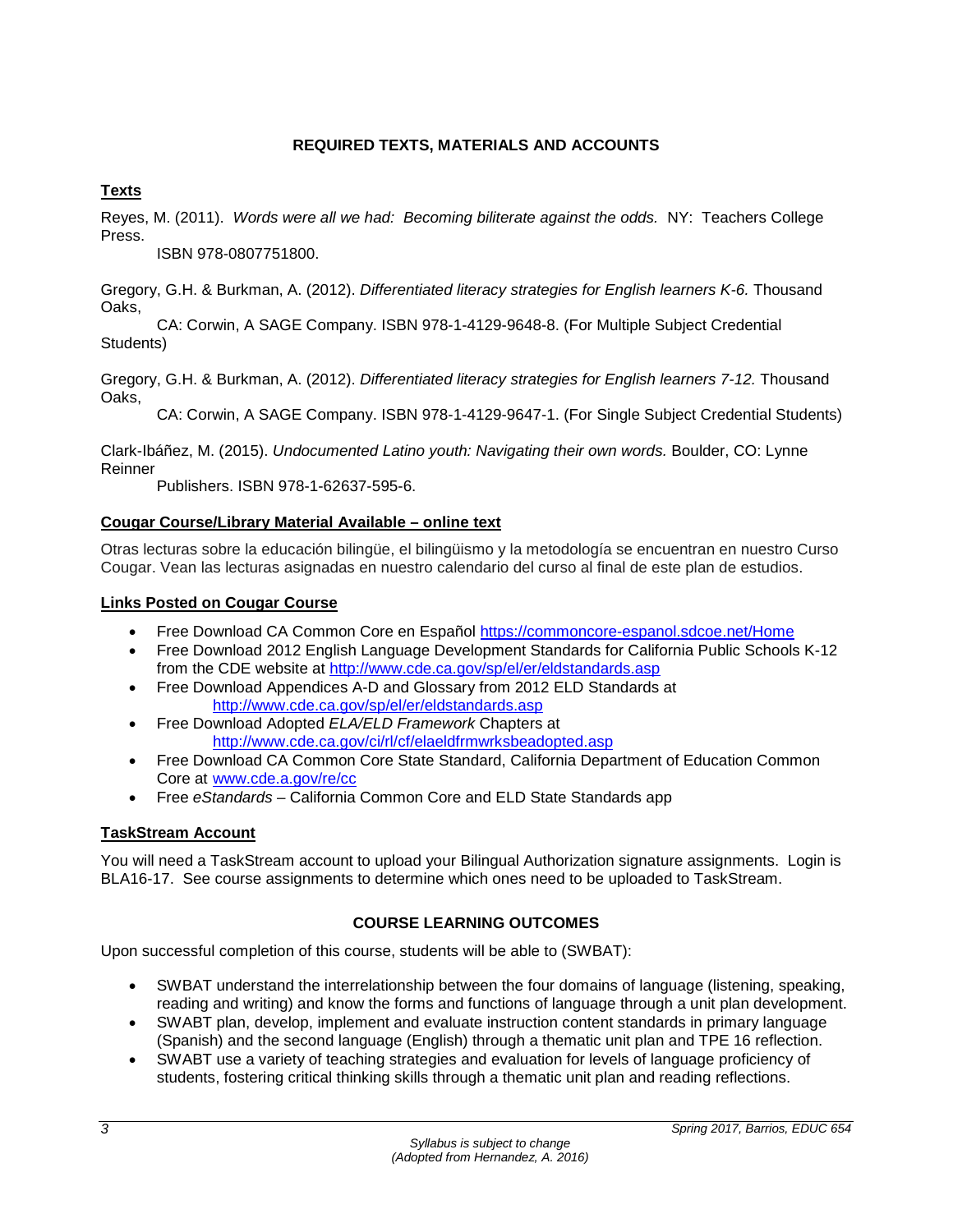## REQUIRED TEXTS, MATERIALS AND ACCOUNTS

### Texts

Reyes, M. (2011). *Words were all we had: Becoming biliterate against the odds.* NY: Teachers College Press.
ISBN 978-0807751800.

Gregory, G.H. & Burkman, A. (2012). *Differentiated literacy strategies for English learners K-6.* Thousand Oaks,
CA: Corwin, A SAGE Company. ISBN 978-1-4129-9648-8. (For Multiple Subject Credential Students)

Gregory, G.H. & Burkman, A. (2012). *Differentiated literacy strategies for English learners 7-12.* Thousand Oaks,
CA: Corwin, A SAGE Company. ISBN 978-1-4129-9647-1. (For Single Subject Credential Students)

Clark-Ibáñez, M. (2015). *Undocumented Latino youth: Navigating their own words.* Boulder, CO: Lynne Reinner
Publishers. ISBN 978-1-62637-595-6.

### Cougar Course/Library Material Available – online text

Otras lecturas sobre la educación bilingüe, el bilingüismo y la metodología se encuentran en nuestro Curso Cougar. Vean las lecturas asignadas en nuestro calendario del curso al final de este plan de estudios.

### Links Posted on Cougar Course

- Free Download CA Common Core en Español https://commoncore-espanol.sdcoe.net/Home
- Free Download 2012 English Language Development Standards for California Public Schools K-12 from the CDE website at http://www.cde.ca.gov/sp/el/er/eldstandards.asp
- Free Download Appendices A-D and Glossary from 2012 ELD Standards at http://www.cde.ca.gov/sp/el/er/eldstandards.asp
- Free Download Adopted *ELA/ELD Framework* Chapters at http://www.cde.ca.gov/ci/rl/cf/elaeldfrmwrksbeadopted.asp
- Free Download CA Common Core State Standard, California Department of Education Common Core at www.cde.a.gov/re/cc
- Free *eStandards* – California Common Core and ELD State Standards app

### TaskStream Account

You will need a TaskStream account to upload your Bilingual Authorization signature assignments. Login is BLA16-17. See course assignments to determine which ones need to be uploaded to TaskStream.

## COURSE LEARNING OUTCOMES

Upon successful completion of this course, students will be able to (SWBAT):

- SWBAT understand the interrelationship between the four domains of language (listening, speaking, reading and writing) and know the forms and functions of language through a unit plan development.
- SWABT plan, develop, implement and evaluate instruction content standards in primary language (Spanish) and the second language (English) through a thematic unit plan and TPE 16 reflection.
- SWABT use a variety of teaching strategies and evaluation for levels of language proficiency of students, fostering critical thinking skills through a thematic unit plan and reading reflections.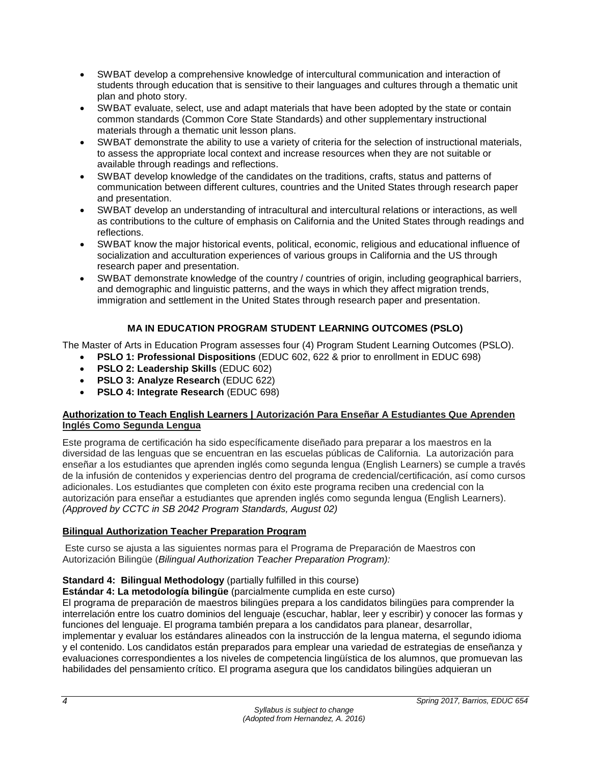- SWBAT develop a comprehensive knowledge of intercultural communication and interaction of students through education that is sensitive to their languages and cultures through a thematic unit plan and photo story.
- SWBAT evaluate, select, use and adapt materials that have been adopted by the state or contain common standards (Common Core State Standards) and other supplementary instructional materials through a thematic unit lesson plans.
- SWBAT demonstrate the ability to use a variety of criteria for the selection of instructional materials, to assess the appropriate local context and increase resources when they are not suitable or available through readings and reflections.
- SWBAT develop knowledge of the candidates on the traditions, crafts, status and patterns of communication between different cultures, countries and the United States through research paper and presentation.
- SWBAT develop an understanding of intracultural and intercultural relations or interactions, as well as contributions to the culture of emphasis on California and the United States through readings and reflections.
- SWBAT know the major historical events, political, economic, religious and educational influence of socialization and acculturation experiences of various groups in California and the US through research paper and presentation.
- SWBAT demonstrate knowledge of the country / countries of origin, including geographical barriers, and demographic and linguistic patterns, and the ways in which they affect migration trends, immigration and settlement in the United States through research paper and presentation.

## MA IN EDUCATION PROGRAM STUDENT LEARNING OUTCOMES (PSLO)

The Master of Arts in Education Program assesses four (4) Program Student Learning Outcomes (PSLO).

- **PSLO 1: Professional Dispositions** (EDUC 602, 622 & prior to enrollment in EDUC 698)
- **PSLO 2: Leadership Skills** (EDUC 602)
- **PSLO 3: Analyze Research** (EDUC 622)
- **PSLO 4: Integrate Research** (EDUC 698)

### Authorization to Teach English Learners | Autorización Para Enseñar A Estudiantes Que Aprenden Inglés Como Segunda Lengua

Este programa de certificación ha sido específicamente diseñado para preparar a los maestros en la diversidad de las lenguas que se encuentran en las escuelas públicas de California. La autorización para enseñar a los estudiantes que aprenden inglés como segunda lengua (English Learners) se cumple a través de la infusión de contenidos y experiencias dentro del programa de credencial/certificación, así como cursos adicionales. Los estudiantes que completen con éxito este programa reciben una credencial con la autorización para enseñar a estudiantes que aprenden inglés como segunda lengua (English Learners). *(Approved by CCTC in SB 2042 Program Standards, August 02)*

### Bilingual Authorization Teacher Preparation Program

Este curso se ajusta a las siguientes normas para el Programa de Preparación de Maestros con Autorización Bilingüe (*Bilingual Authorization Teacher Preparation Program):*

**Standard 4: Bilingual Methodology** (partially fulfilled in this course)
**Estándar 4: La metodología bilingüe** (parcialmente cumplida en este curso)
El programa de preparación de maestros bilingües prepara a los candidatos bilingües para comprender la interrelación entre los cuatro dominios del lenguaje (escuchar, hablar, leer y escribir) y conocer las formas y funciones del lenguaje. El programa también prepara a los candidatos para planear, desarrollar, implementar y evaluar los estándares alineados con la instrucción de la lengua materna, el segundo idioma y el contenido. Los candidatos están preparados para emplear una variedad de estrategias de enseñanza y evaluaciones correspondientes a los niveles de competencia lingüística de los alumnos, que promuevan las habilidades del pensamiento crítico. El programa asegura que los candidatos bilingües adquieran un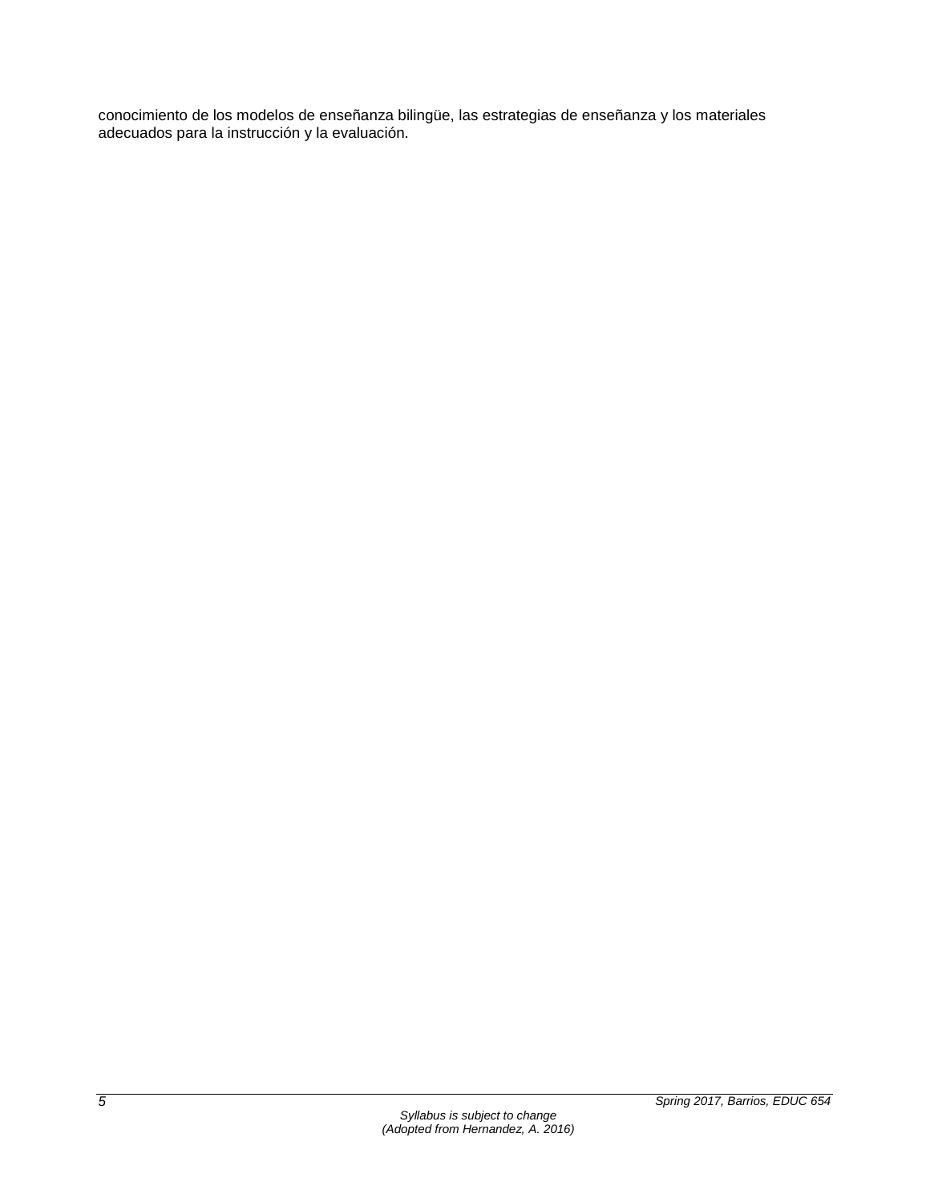conocimiento de los modelos de enseñanza bilingüe, las estrategias de enseñanza y los materiales adecuados para la instrucción y la evaluación.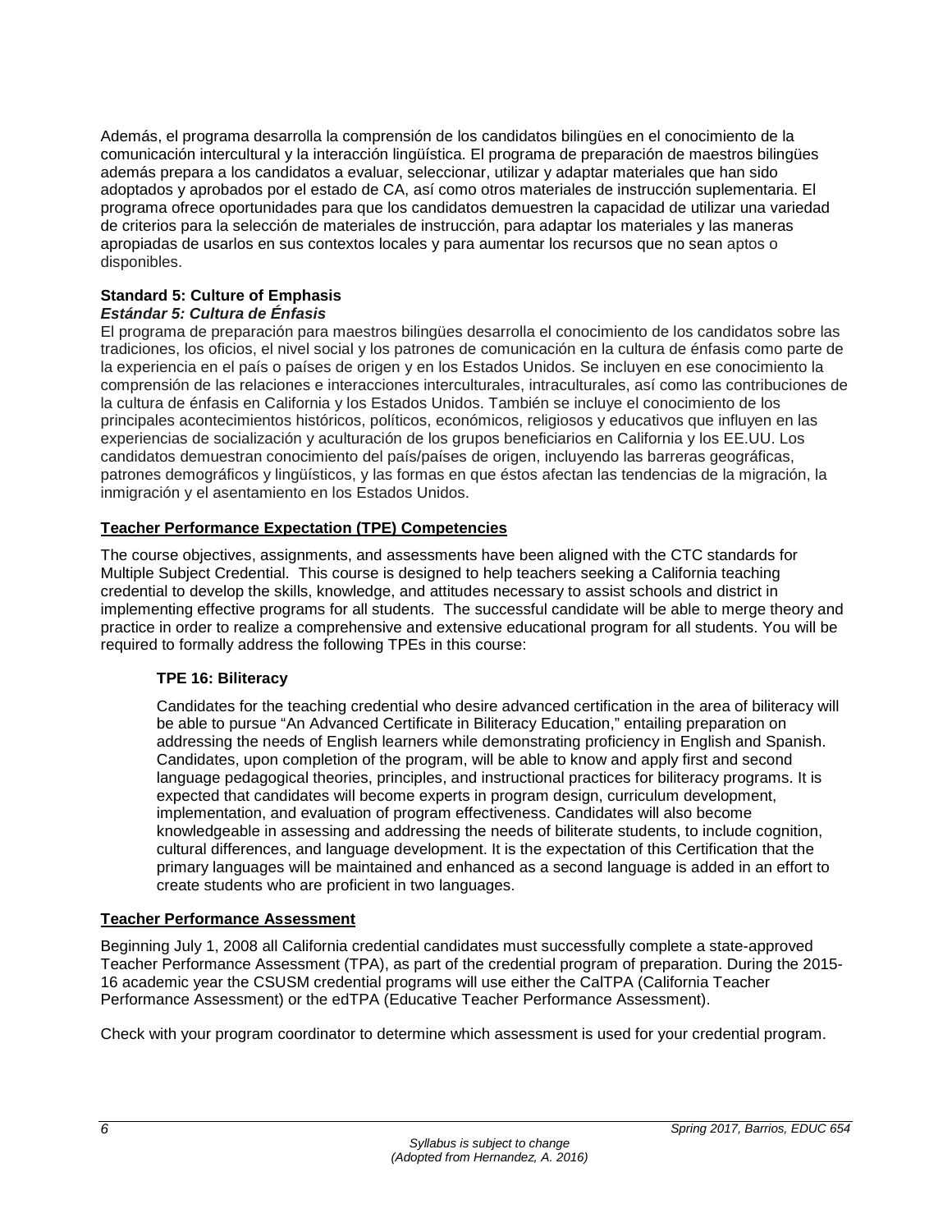Además, el programa desarrolla la comprensión de los candidatos bilingües en el conocimiento de la comunicación intercultural y la interacción lingüística. El programa de preparación de maestros bilingües además prepara a los candidatos a evaluar, seleccionar, utilizar y adaptar materiales que han sido adoptados y aprobados por el estado de CA, así como otros materiales de instrucción suplementaria. El programa ofrece oportunidades para que los candidatos demuestren la capacidad de utilizar una variedad de criterios para la selección de materiales de instrucción, para adaptar los materiales y las maneras apropiadas de usarlos en sus contextos locales y para aumentar los recursos que no sean aptos o disponibles.

**Standard 5: Culture of Emphasis**
***Estándar 5: Cultura de Énfasis***
El programa de preparación para maestros bilingües desarrolla el conocimiento de los candidatos sobre las tradiciones, los oficios, el nivel social y los patrones de comunicación en la cultura de énfasis como parte de la experiencia en el país o países de origen y en los Estados Unidos. Se incluyen en ese conocimiento la comprensión de las relaciones e interacciones interculturales, intraculturales, así como las contribuciones de la cultura de énfasis en California y los Estados Unidos. También se incluye el conocimiento de los principales acontecimientos históricos, políticos, económicos, religiosos y educativos que influyen en las experiencias de socialización y aculturación de los grupos beneficiarios en California y los EE.UU. Los candidatos demuestran conocimiento del país/países de origen, incluyendo las barreras geográficas, patrones demográficos y lingüísticos, y las formas en que éstos afectan las tendencias de la migración, la inmigración y el asentamiento en los Estados Unidos.

## Teacher Performance Expectation (TPE) Competencies

The course objectives, assignments, and assessments have been aligned with the CTC standards for Multiple Subject Credential. This course is designed to help teachers seeking a California teaching credential to develop the skills, knowledge, and attitudes necessary to assist schools and district in implementing effective programs for all students. The successful candidate will be able to merge theory and practice in order to realize a comprehensive and extensive educational program for all students. You will be required to formally address the following TPEs in this course:

**TPE 16: Biliteracy**

Candidates for the teaching credential who desire advanced certification in the area of biliteracy will be able to pursue "An Advanced Certificate in Biliteracy Education," entailing preparation on addressing the needs of English learners while demonstrating proficiency in English and Spanish. Candidates, upon completion of the program, will be able to know and apply first and second language pedagogical theories, principles, and instructional practices for biliteracy programs. It is expected that candidates will become experts in program design, curriculum development, implementation, and evaluation of program effectiveness. Candidates will also become knowledgeable in assessing and addressing the needs of biliterate students, to include cognition, cultural differences, and language development. It is the expectation of this Certification that the primary languages will be maintained and enhanced as a second language is added in an effort to create students who are proficient in two languages.

## Teacher Performance Assessment

Beginning July 1, 2008 all California credential candidates must successfully complete a state-approved Teacher Performance Assessment (TPA), as part of the credential program of preparation. During the 2015-16 academic year the CSUSM credential programs will use either the CalTPA (California Teacher Performance Assessment) or the edTPA (Educative Teacher Performance Assessment).

Check with your program coordinator to determine which assessment is used for your credential program.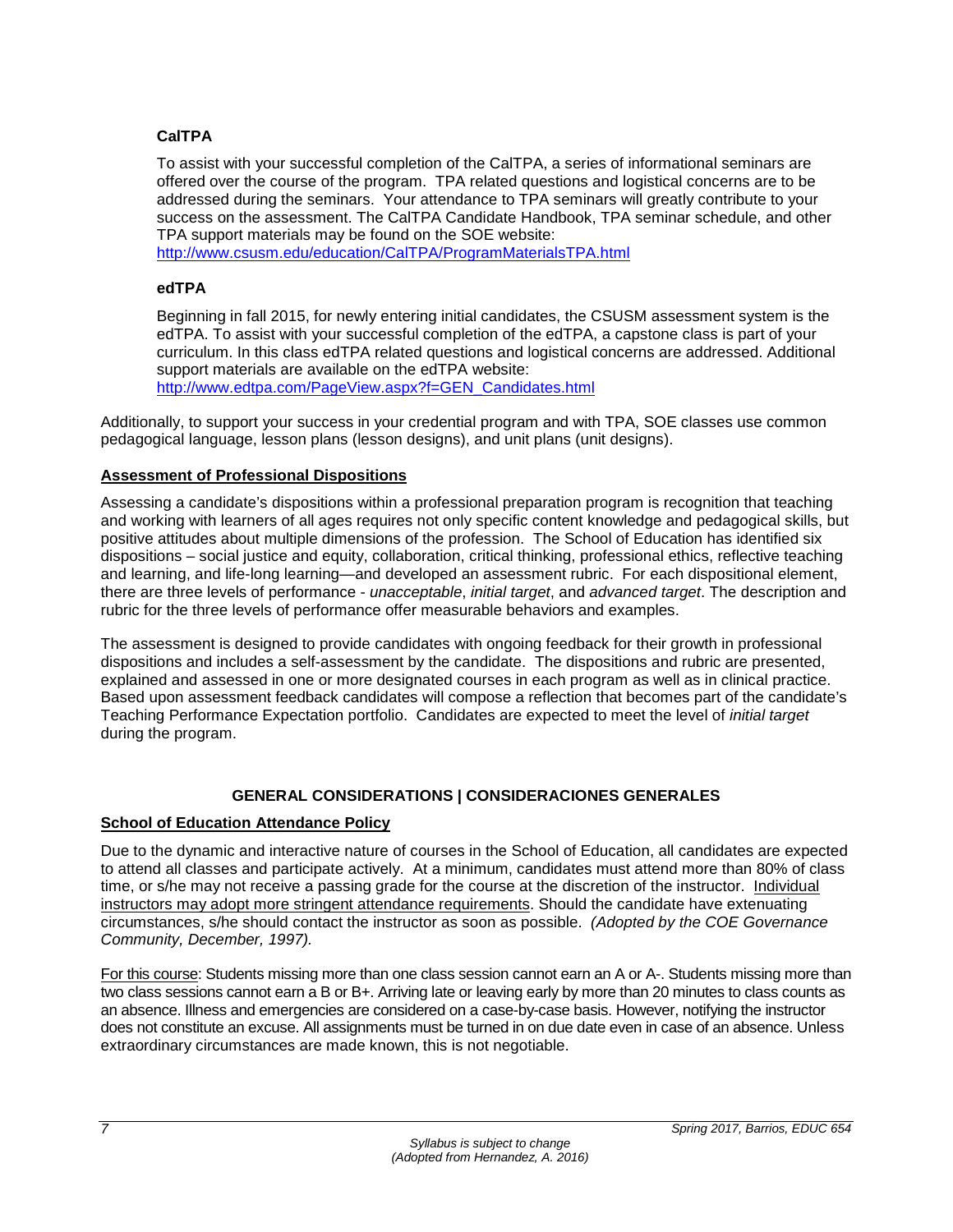### CalTPA

To assist with your successful completion of the CalTPA, a series of informational seminars are offered over the course of the program. TPA related questions and logistical concerns are to be addressed during the seminars. Your attendance to TPA seminars will greatly contribute to your success on the assessment. The CalTPA Candidate Handbook, TPA seminar schedule, and other TPA support materials may be found on the SOE website: http://www.csusm.edu/education/CalTPA/ProgramMaterialsTPA.html

### edTPA

Beginning in fall 2015, for newly entering initial candidates, the CSUSM assessment system is the edTPA. To assist with your successful completion of the edTPA, a capstone class is part of your curriculum. In this class edTPA related questions and logistical concerns are addressed. Additional support materials are available on the edTPA website: http://www.edtpa.com/PageView.aspx?f=GEN_Candidates.html

Additionally, to support your success in your credential program and with TPA, SOE classes use common pedagogical language, lesson plans (lesson designs), and unit plans (unit designs).

## Assessment of Professional Dispositions

Assessing a candidate's dispositions within a professional preparation program is recognition that teaching and working with learners of all ages requires not only specific content knowledge and pedagogical skills, but positive attitudes about multiple dimensions of the profession. The School of Education has identified six dispositions – social justice and equity, collaboration, critical thinking, professional ethics, reflective teaching and learning, and life-long learning—and developed an assessment rubric. For each dispositional element, there are three levels of performance - *unacceptable*, *initial target*, and *advanced target*. The description and rubric for the three levels of performance offer measurable behaviors and examples.

The assessment is designed to provide candidates with ongoing feedback for their growth in professional dispositions and includes a self-assessment by the candidate. The dispositions and rubric are presented, explained and assessed in one or more designated courses in each program as well as in clinical practice. Based upon assessment feedback candidates will compose a reflection that becomes part of the candidate's Teaching Performance Expectation portfolio. Candidates are expected to meet the level of *initial target* during the program.

# GENERAL CONSIDERATIONS | CONSIDERACIONES GENERALES

## School of Education Attendance Policy

Due to the dynamic and interactive nature of courses in the School of Education, all candidates are expected to attend all classes and participate actively. At a minimum, candidates must attend more than 80% of class time, or s/he may not receive a passing grade for the course at the discretion of the instructor. Individual instructors may adopt more stringent attendance requirements. Should the candidate have extenuating circumstances, s/he should contact the instructor as soon as possible. *(Adopted by the COE Governance Community, December, 1997).*

For this course: Students missing more than one class session cannot earn an A or A-. Students missing more than two class sessions cannot earn a B or B+. Arriving late or leaving early by more than 20 minutes to class counts as an absence. Illness and emergencies are considered on a case-by-case basis. However, notifying the instructor does not constitute an excuse. All assignments must be turned in on due date even in case of an absence. Unless extraordinary circumstances are made known, this is not negotiable.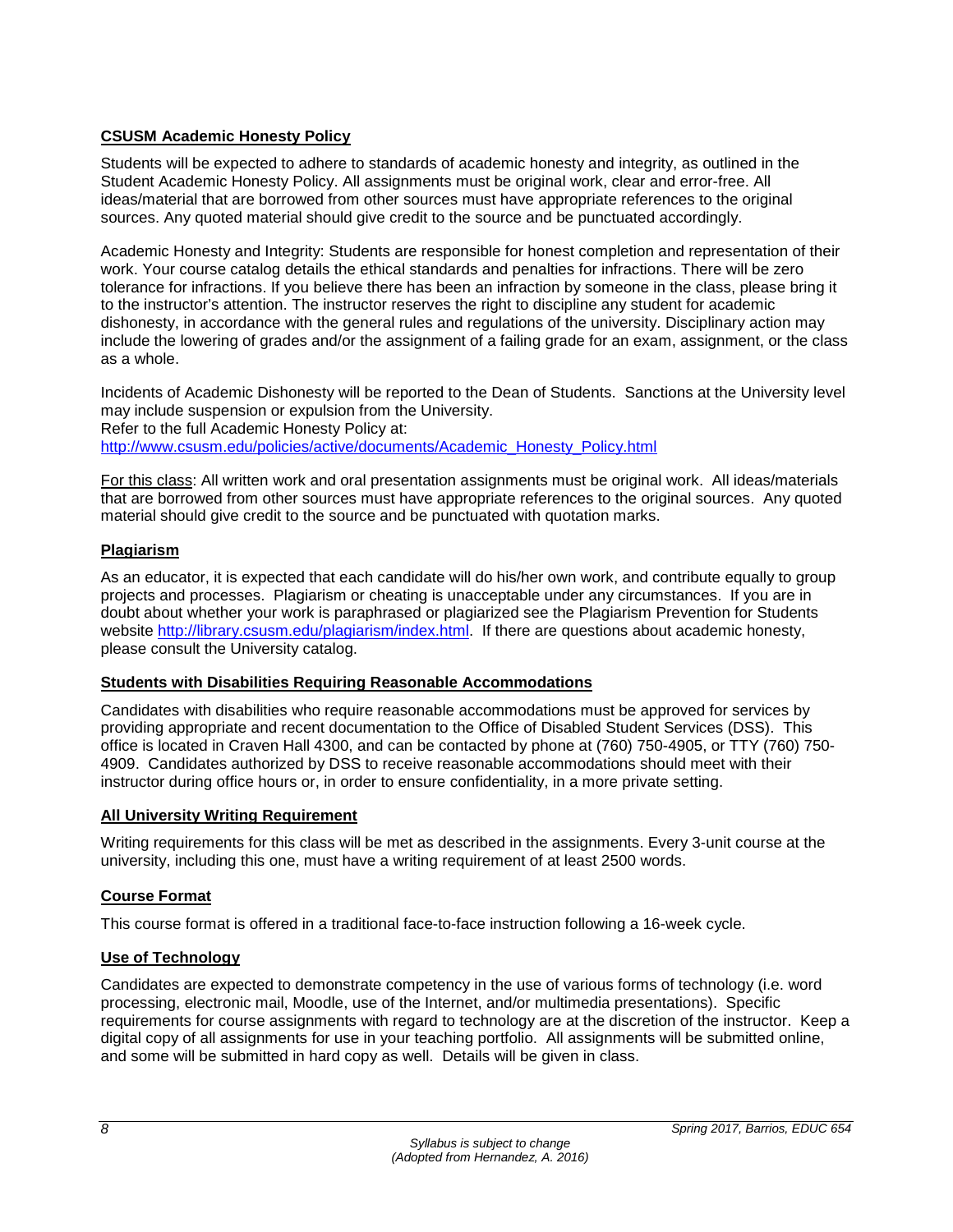## CSUSM Academic Honesty Policy

Students will be expected to adhere to standards of academic honesty and integrity, as outlined in the Student Academic Honesty Policy. All assignments must be original work, clear and error-free. All ideas/material that are borrowed from other sources must have appropriate references to the original sources. Any quoted material should give credit to the source and be punctuated accordingly.

Academic Honesty and Integrity: Students are responsible for honest completion and representation of their work. Your course catalog details the ethical standards and penalties for infractions. There will be zero tolerance for infractions. If you believe there has been an infraction by someone in the class, please bring it to the instructor's attention. The instructor reserves the right to discipline any student for academic dishonesty, in accordance with the general rules and regulations of the university. Disciplinary action may include the lowering of grades and/or the assignment of a failing grade for an exam, assignment, or the class as a whole.

Incidents of Academic Dishonesty will be reported to the Dean of Students. Sanctions at the University level may include suspension or expulsion from the University.
Refer to the full Academic Honesty Policy at:
[http://www.csusm.edu/policies/active/documents/Academic_Honesty_Policy.html](http://www.csusm.edu/policies/active/documents/Academic_Honesty_Policy.html)

For this class: All written work and oral presentation assignments must be original work. All ideas/materials that are borrowed from other sources must have appropriate references to the original sources. Any quoted material should give credit to the source and be punctuated with quotation marks.

## Plagiarism

As an educator, it is expected that each candidate will do his/her own work, and contribute equally to group projects and processes. Plagiarism or cheating is unacceptable under any circumstances. If you are in doubt about whether your work is paraphrased or plagiarized see the Plagiarism Prevention for Students website [http://library.csusm.edu/plagiarism/index.html](http://library.csusm.edu/plagiarism/index.html). If there are questions about academic honesty, please consult the University catalog.

## Students with Disabilities Requiring Reasonable Accommodations

Candidates with disabilities who require reasonable accommodations must be approved for services by providing appropriate and recent documentation to the Office of Disabled Student Services (DSS). This office is located in Craven Hall 4300, and can be contacted by phone at (760) 750-4905, or TTY (760) 750-4909. Candidates authorized by DSS to receive reasonable accommodations should meet with their instructor during office hours or, in order to ensure confidentiality, in a more private setting.

## All University Writing Requirement

Writing requirements for this class will be met as described in the assignments. Every 3-unit course at the university, including this one, must have a writing requirement of at least 2500 words.

## Course Format

This course format is offered in a traditional face-to-face instruction following a 16-week cycle.

## Use of Technology

Candidates are expected to demonstrate competency in the use of various forms of technology (i.e. word processing, electronic mail, Moodle, use of the Internet, and/or multimedia presentations). Specific requirements for course assignments with regard to technology are at the discretion of the instructor. Keep a digital copy of all assignments for use in your teaching portfolio. All assignments will be submitted online, and some will be submitted in hard copy as well. Details will be given in class.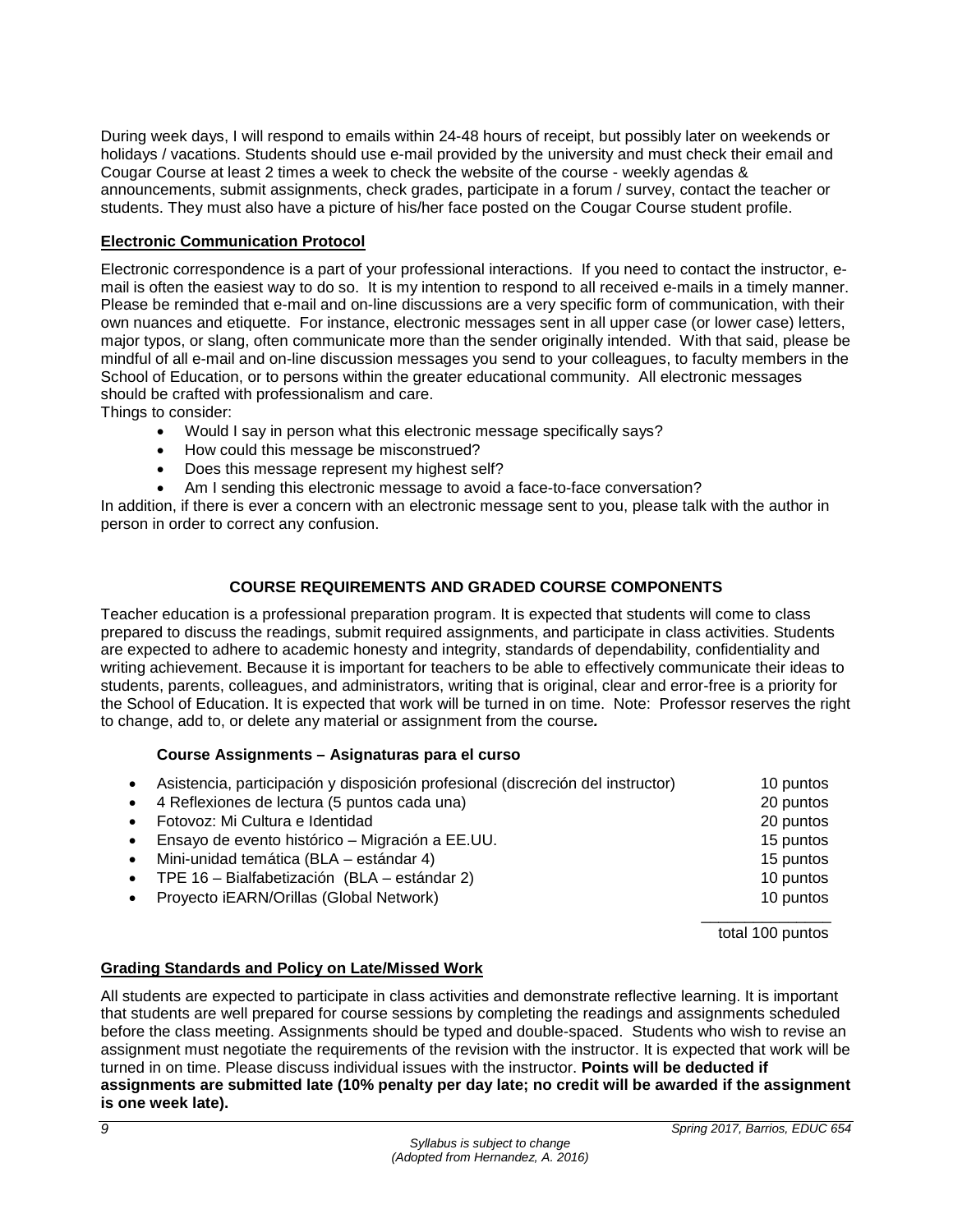During week days, I will respond to emails within 24-48 hours of receipt, but possibly later on weekends or holidays / vacations. Students should use e-mail provided by the university and must check their email and Cougar Course at least 2 times a week to check the website of the course - weekly agendas & announcements, submit assignments, check grades, participate in a forum / survey, contact the teacher or students. They must also have a picture of his/her face posted on the Cougar Course student profile.

## Electronic Communication Protocol

Electronic correspondence is a part of your professional interactions. If you need to contact the instructor, e-mail is often the easiest way to do so. It is my intention to respond to all received e-mails in a timely manner. Please be reminded that e-mail and on-line discussions are a very specific form of communication, with their own nuances and etiquette. For instance, electronic messages sent in all upper case (or lower case) letters, major typos, or slang, often communicate more than the sender originally intended. With that said, please be mindful of all e-mail and on-line discussion messages you send to your colleagues, to faculty members in the School of Education, or to persons within the greater educational community. All electronic messages should be crafted with professionalism and care.

Things to consider:

- Would I say in person what this electronic message specifically says?
- How could this message be misconstrued?
- Does this message represent my highest self?
- Am I sending this electronic message to avoid a face-to-face conversation?

In addition, if there is ever a concern with an electronic message sent to you, please talk with the author in person in order to correct any confusion.

## COURSE REQUIREMENTS AND GRADED COURSE COMPONENTS

Teacher education is a professional preparation program. It is expected that students will come to class prepared to discuss the readings, submit required assignments, and participate in class activities. Students are expected to adhere to academic honesty and integrity, standards of dependability, confidentiality and writing achievement. Because it is important for teachers to be able to effectively communicate their ideas to students, parents, colleagues, and administrators, writing that is original, clear and error-free is a priority for the School of Education. It is expected that work will be turned in on time. Note: Professor reserves the right to change, add to, or delete any material or assignment from the course*.*

### Course Assignments – Asignaturas para el curso

| | |
|---|---|
| Asistencia, participación y disposición profesional (discreción del instructor) | 10 puntos |
| 4 Reflexiones de lectura (5 puntos cada una) | 20 puntos |
| Fotovoz: Mi Cultura e Identidad | 20 puntos |
| Ensayo de evento histórico – Migración a EE.UU. | 15 puntos |
| Mini-unidad temática (BLA – estándar 4) | 15 puntos |
| TPE 16 – Bialfabetización (BLA – estándar 2) | 10 puntos |
| Proyecto iEARN/Orillas (Global Network) | 10 puntos |
| | total 100 puntos |

## Grading Standards and Policy on Late/Missed Work

All students are expected to participate in class activities and demonstrate reflective learning. It is important that students are well prepared for course sessions by completing the readings and assignments scheduled before the class meeting. Assignments should be typed and double-spaced. Students who wish to revise an assignment must negotiate the requirements of the revision with the instructor. It is expected that work will be turned in on time. Please discuss individual issues with the instructor. **Points will be deducted if assignments are submitted late (10% penalty per day late; no credit will be awarded if the assignment is one week late).**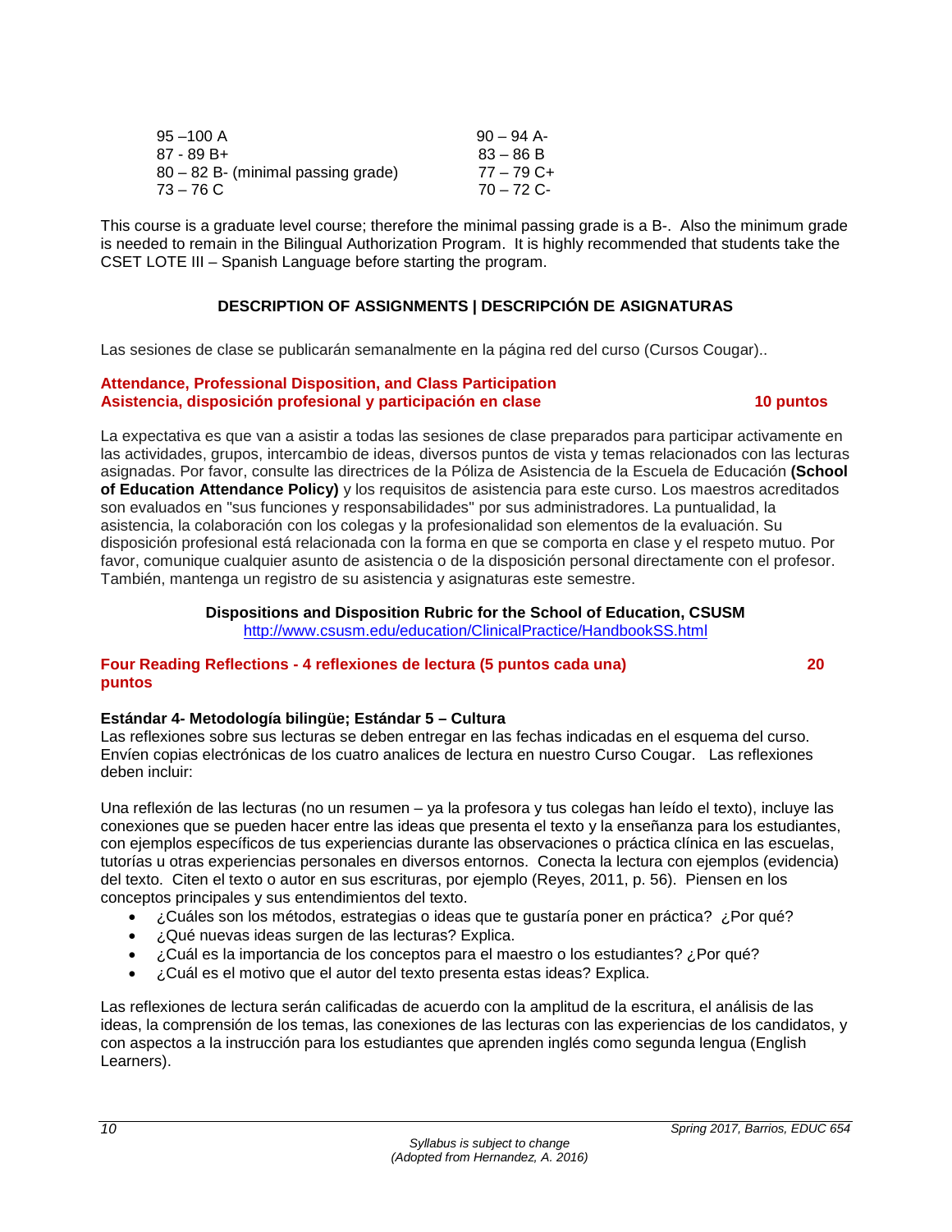| | |
|---|---|
| 95 –100 A | 90 – 94 A- |
| 87 - 89 B+ | 83 – 86 B |
| 80 – 82 B- (minimal passing grade) | 77 – 79 C+ |
| 73 – 76 C | 70 – 72 C- |

This course is a graduate level course; therefore the minimal passing grade is a B-. Also the minimum grade is needed to remain in the Bilingual Authorization Program. It is highly recommended that students take the CSET LOTE III – Spanish Language before starting the program.

## DESCRIPTION OF ASSIGNMENTS | DESCRIPCIÓN DE ASIGNATURAS

Las sesiones de clase se publicarán semanalmente en la página red del curso (Cursos Cougar)..

### Attendance, Professional Disposition, and Class Participation
### Asistencia, disposición profesional y participación en clase — 10 puntos

La expectativa es que van a asistir a todas las sesiones de clase preparados para participar activamente en las actividades, grupos, intercambio de ideas, diversos puntos de vista y temas relacionados con las lecturas asignadas. Por favor, consulte las directrices de la Póliza de Asistencia de la Escuela de Educación **(School of Education Attendance Policy)** y los requisitos de asistencia para este curso. Los maestros acreditados son evaluados en "sus funciones y responsabilidades" por sus administradores. La puntualidad, la asistencia, la colaboración con los colegas y la profesionalidad son elementos de la evaluación. Su disposición profesional está relacionada con la forma en que se comporta en clase y el respeto mutuo. Por favor, comunique cualquier asunto de asistencia o de la disposición personal directamente con el profesor. También, mantenga un registro de su asistencia y asignaturas este semestre.

**Dispositions and Disposition Rubric for the School of Education, CSUSM**
http://www.csusm.edu/education/ClinicalPractice/HandbookSS.html

### Four Reading Reflections - 4 reflexiones de lectura (5 puntos cada una) — 20 puntos

**Estándar 4- Metodología bilingüe; Estándar 5 – Cultura**
Las reflexiones sobre sus lecturas se deben entregar en las fechas indicadas en el esquema del curso. Envíen copias electrónicas de los cuatro analices de lectura en nuestro Curso Cougar. Las reflexiones deben incluir:

Una reflexión de las lecturas (no un resumen – ya la profesora y tus colegas han leído el texto), incluye las conexiones que se pueden hacer entre las ideas que presenta el texto y la enseñanza para los estudiantes, con ejemplos específicos de tus experiencias durante las observaciones o práctica clínica en las escuelas, tutorías u otras experiencias personales en diversos entornos. Conecta la lectura con ejemplos (evidencia) del texto. Citen el texto o autor en sus escrituras, por ejemplo (Reyes, 2011, p. 56). Piensen en los conceptos principales y sus entendimientos del texto.

- ¿Cuáles son los métodos, estrategias o ideas que te gustaría poner en práctica? ¿Por qué?
- ¿Qué nuevas ideas surgen de las lecturas? Explica.
- ¿Cuál es la importancia de los conceptos para el maestro o los estudiantes? ¿Por qué?
- ¿Cuál es el motivo que el autor del texto presenta estas ideas? Explica.

Las reflexiones de lectura serán calificadas de acuerdo con la amplitud de la escritura, el análisis de las ideas, la comprensión de los temas, las conexiones de las lecturas con las experiencias de los candidatos, y con aspectos a la instrucción para los estudiantes que aprenden inglés como segunda lengua (English Learners).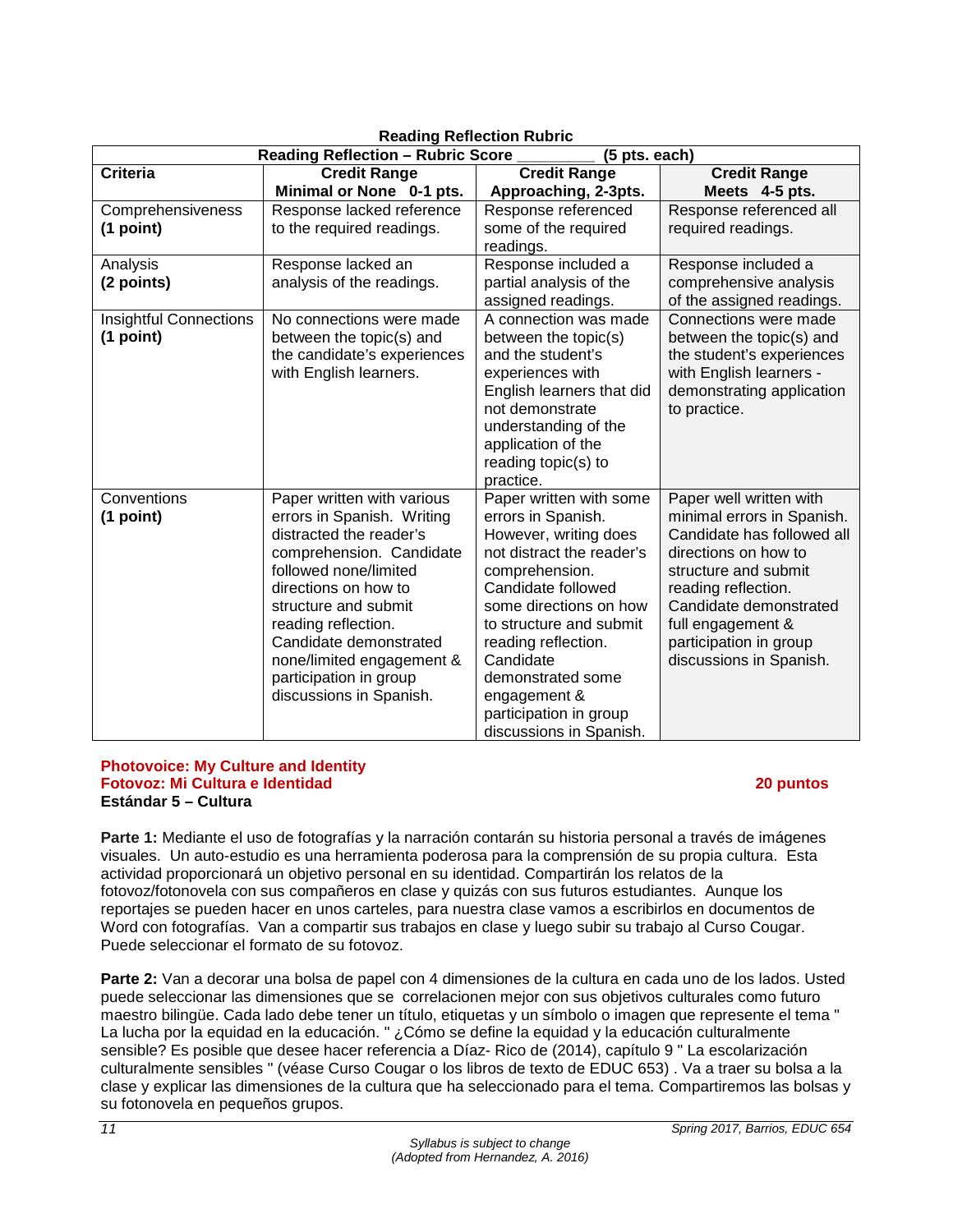**Reading Reflection Rubric**

| Reading Reflection – Rubric Score _________ (5 pts. each) | | | |
|---|---|---|---|
| **Criteria** | **Credit Range Minimal or None 0-1 pts.** | **Credit Range Approaching, 2-3pts.** | **Credit Range Meets 4-5 pts.** |
| Comprehensiveness **(1 point)** | Response lacked reference to the required readings. | Response referenced some of the required readings. | Response referenced all required readings. |
| Analysis **(2 points)** | Response lacked an analysis of the readings. | Response included a partial analysis of the assigned readings. | Response included a comprehensive analysis of the assigned readings. |
| Insightful Connections **(1 point)** | No connections were made between the topic(s) and the candidate's experiences with English learners. | A connection was made between the topic(s) and the student's experiences with English learners that did not demonstrate understanding of the application of the reading topic(s) to practice. | Connections were made between the topic(s) and the student's experiences with English learners - demonstrating application to practice. |
| Conventions **(1 point)** | Paper written with various errors in Spanish. Writing distracted the reader's comprehension. Candidate followed none/limited directions on how to structure and submit reading reflection. Candidate demonstrated none/limited engagement & participation in group discussions in Spanish. | Paper written with some errors in Spanish. However, writing does not distract the reader's comprehension. Candidate followed some directions on how to structure and submit reading reflection. Candidate demonstrated some engagement & participation in group discussions in Spanish. | Paper well written with minimal errors in Spanish. Candidate has followed all directions on how to structure and submit reading reflection. Candidate demonstrated full engagement & participation in group discussions in Spanish. |

**Photovoice: My Culture and Identity**
**Fotovoz: Mi Cultura e Identidad** **20 puntos**
**Estándar 5 – Cultura**

**Parte 1:** Mediante el uso de fotografías y la narración contarán su historia personal a través de imágenes visuales. Un auto-estudio es una herramienta poderosa para la comprensión de su propia cultura. Esta actividad proporcionará un objetivo personal en su identidad. Compartirán los relatos de la fotovoz/fotonovela con sus compañeros en clase y quizás con sus futuros estudiantes. Aunque los reportajes se pueden hacer en unos carteles, para nuestra clase vamos a escribirlos en documentos de Word con fotografías. Van a compartir sus trabajos en clase y luego subir su trabajo al Curso Cougar. Puede seleccionar el formato de su fotovoz.

**Parte 2:** Van a decorar una bolsa de papel con 4 dimensiones de la cultura en cada uno de los lados. Usted puede seleccionar las dimensiones que se correlacionen mejor con sus objetivos culturales como futuro maestro bilingüe. Cada lado debe tener un título, etiquetas y un símbolo o imagen que represente el tema " La lucha por la equidad en la educación. " ¿Cómo se define la equidad y la educación culturalmente sensible? Es posible que desee hacer referencia a Díaz- Rico de (2014), capítulo 9 " La escolarización culturalmente sensibles " (véase Curso Cougar o los libros de texto de EDUC 653) . Va a traer su bolsa a la clase y explicar las dimensiones de la cultura que ha seleccionado para el tema. Compartiremos las bolsas y su fotonovela en pequeños grupos.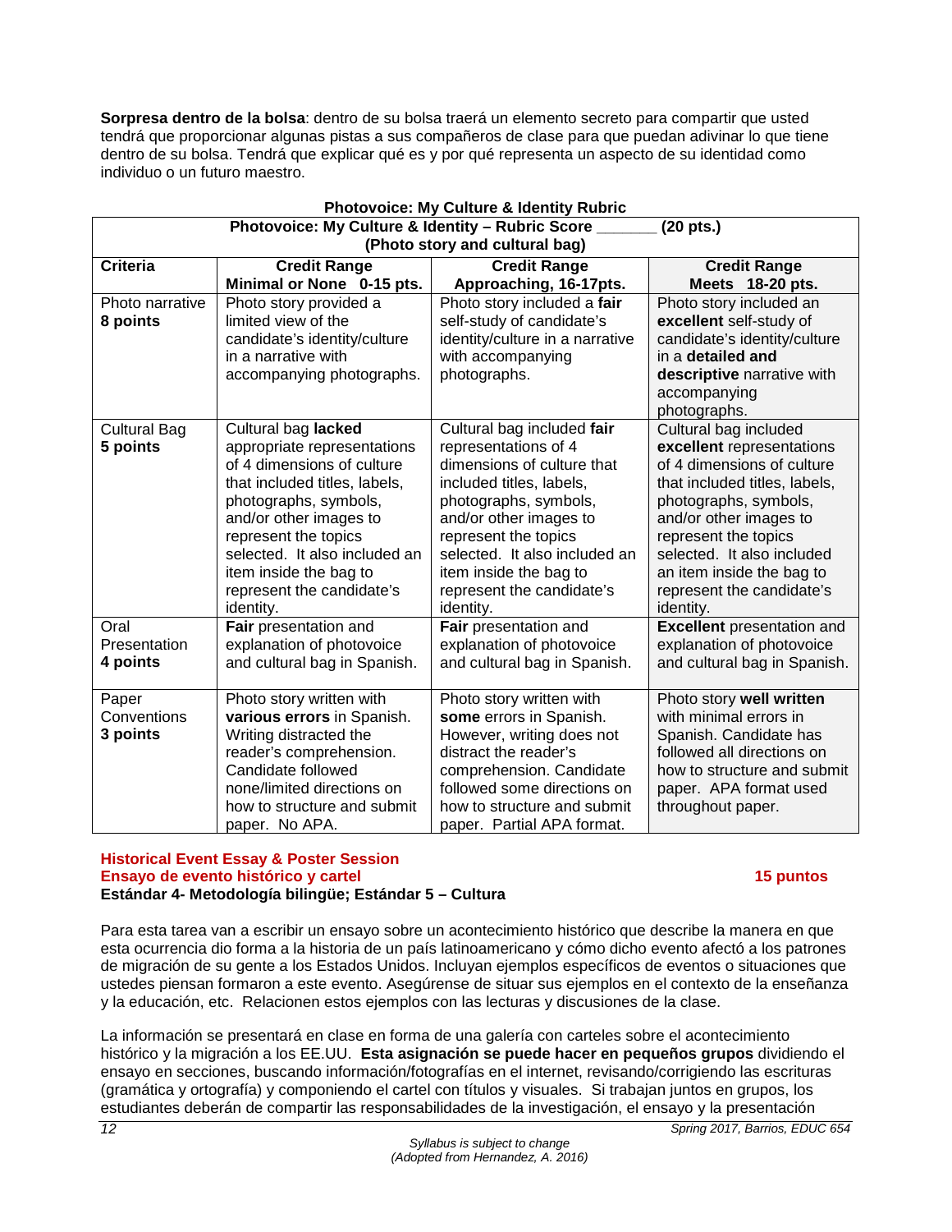**Sorpresa dentro de la bolsa**: dentro de su bolsa traerá un elemento secreto para compartir que usted tendrá que proporcionar algunas pistas a sus compañeros de clase para que puedan adivinar lo que tiene dentro de su bolsa. Tendrá que explicar qué es y por qué representa un aspecto de su identidad como individuo o un futuro maestro.

**Photovoice: My Culture & Identity Rubric**

| **Photovoice: My Culture & Identity – Rubric Score _______ (20 pts.) (Photo story and cultural bag)** | | | |
|---|---|---|---|
| **Criteria** | **Credit Range Minimal or None 0-15 pts.** | **Credit Range Approaching, 16-17pts.** | **Credit Range Meets 18-20 pts.** |
| Photo narrative **8 points** | Photo story provided a limited view of the candidate's identity/culture in a narrative with accompanying photographs. | Photo story included a **fair** self-study of candidate's identity/culture in a narrative with accompanying photographs. | Photo story included an **excellent** self-study of candidate's identity/culture in a **detailed and descriptive** narrative with accompanying photographs. |
| Cultural Bag **5 points** | Cultural bag **lacked** appropriate representations of 4 dimensions of culture that included titles, labels, photographs, symbols, and/or other images to represent the topics selected. It also included an item inside the bag to represent the candidate's identity. | Cultural bag included **fair** representations of 4 dimensions of culture that included titles, labels, photographs, symbols, and/or other images to represent the topics selected. It also included an item inside the bag to represent the candidate's identity. | Cultural bag included **excellent** representations of 4 dimensions of culture that included titles, labels, photographs, symbols, and/or other images to represent the topics selected. It also included an item inside the bag to represent the candidate's identity. |
| Oral Presentation **4 points** | **Fair** presentation and explanation of photovoice and cultural bag in Spanish. | **Fair** presentation and explanation of photovoice and cultural bag in Spanish. | **Excellent** presentation and explanation of photovoice and cultural bag in Spanish. |
| Paper Conventions **3 points** | Photo story written with **various errors** in Spanish. Writing distracted the reader's comprehension. Candidate followed none/limited directions on how to structure and submit paper. No APA. | Photo story written with **some** errors in Spanish. However, writing does not distract the reader's comprehension. Candidate followed some directions on how to structure and submit paper. Partial APA format. | Photo story **well written** with minimal errors in Spanish. Candidate has followed all directions on how to structure and submit paper. APA format used throughout paper. |

**Historical Event Essay & Poster Session**
**Ensayo de evento histórico y cartel** **15 puntos**
**Estándar 4- Metodología bilingüe; Estándar 5 – Cultura**

Para esta tarea van a escribir un ensayo sobre un acontecimiento histórico que describe la manera en que esta ocurrencia dio forma a la historia de un país latinoamericano y cómo dicho evento afectó a los patrones de migración de su gente a los Estados Unidos. Incluyan ejemplos específicos de eventos o situaciones que ustedes piensan formaron a este evento. Asegúrense de situar sus ejemplos en el contexto de la enseñanza y la educación, etc. Relacionen estos ejemplos con las lecturas y discusiones de la clase.

La información se presentará en clase en forma de una galería con carteles sobre el acontecimiento histórico y la migración a los EE.UU. **Esta asignación se puede hacer en pequeños grupos** dividiendo el ensayo en secciones, buscando información/fotografías en el internet, revisando/corrigiendo las escrituras (gramática y ortografía) y componiendo el cartel con títulos y visuales. Si trabajan juntos en grupos, los estudiantes deberán de compartir las responsabilidades de la investigación, el ensayo y la presentación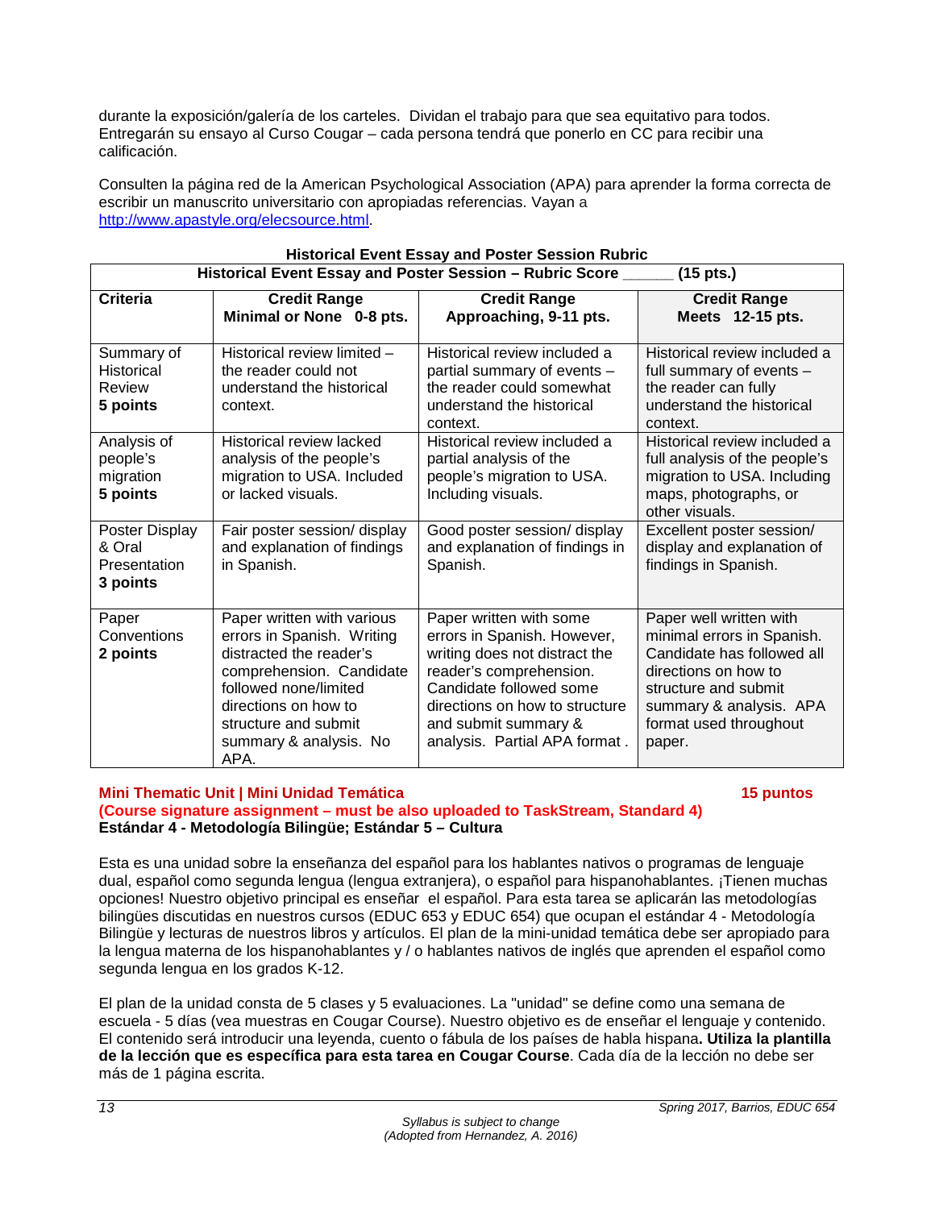durante la exposición/galería de los carteles. Dividan el trabajo para que sea equitativo para todos. Entregarán su ensayo al Curso Cougar – cada persona tendrá que ponerlo en CC para recibir una calificación.

Consulten la página red de la American Psychological Association (APA) para aprender la forma correcta de escribir un manuscrito universitario con apropiadas referencias. Vayan a http://www.apastyle.org/elecsource.html.

**Historical Event Essay and Poster Session Rubric**

| **Historical Event Essay and Poster Session – Rubric Score ______ (15 pts.)** | | | |
|---|---|---|---|
| **Criteria** | **Credit Range Minimal or None 0-8 pts.** | **Credit Range Approaching, 9-11 pts.** | **Credit Range Meets 12-15 pts.** |
| Summary of Historical Review **5 points** | Historical review limited – the reader could not understand the historical context. | Historical review included a partial summary of events – the reader could somewhat understand the historical context. | Historical review included a full summary of events – the reader can fully understand the historical context. |
| Analysis of people's migration **5 points** | Historical review lacked analysis of the people's migration to USA. Included or lacked visuals. | Historical review included a partial analysis of the people's migration to USA. Including visuals. | Historical review included a full analysis of the people's migration to USA. Including maps, photographs, or other visuals. |
| Poster Display & Oral Presentation **3 points** | Fair poster session/ display and explanation of findings in Spanish. | Good poster session/ display and explanation of findings in Spanish. | Excellent poster session/ display and explanation of findings in Spanish. |
| Paper Conventions **2 points** | Paper written with various errors in Spanish. Writing distracted the reader's comprehension. Candidate followed none/limited directions on how to structure and submit summary & analysis. No APA. | Paper written with some errors in Spanish. However, writing does not distract the reader's comprehension. Candidate followed some directions on how to structure and submit summary & analysis. Partial APA format . | Paper well written with minimal errors in Spanish. Candidate has followed all directions on how to structure and submit summary & analysis. APA format used throughout paper. |

**Mini Thematic Unit | Mini Unidad Temática** **15 puntos**
**(Course signature assignment – must be also uploaded to TaskStream, Standard 4)**
**Estándar 4 - Metodología Bilingüe; Estándar 5 – Cultura**

Esta es una unidad sobre la enseñanza del español para los hablantes nativos o programas de lenguaje dual, español como segunda lengua (lengua extranjera), o español para hispanohablantes. ¡Tienen muchas opciones! Nuestro objetivo principal es enseñar el español. Para esta tarea se aplicarán las metodologías bilingües discutidas en nuestros cursos (EDUC 653 y EDUC 654) que ocupan el estándar 4 - Metodología Bilingüe y lecturas de nuestros libros y artículos. El plan de la mini-unidad temática debe ser apropiado para la lengua materna de los hispanohablantes y / o hablantes nativos de inglés que aprenden el español como segunda lengua en los grados K-12.

El plan de la unidad consta de 5 clases y 5 evaluaciones. La "unidad" se define como una semana de escuela - 5 días (vea muestras en Cougar Course). Nuestro objetivo es de enseñar el lenguaje y contenido. El contenido será introducir una leyenda, cuento o fábula de los países de habla hispana**. Utiliza la plantilla de la lección que es específica para esta tarea en Cougar Course**. Cada día de la lección no debe ser más de 1 página escrita.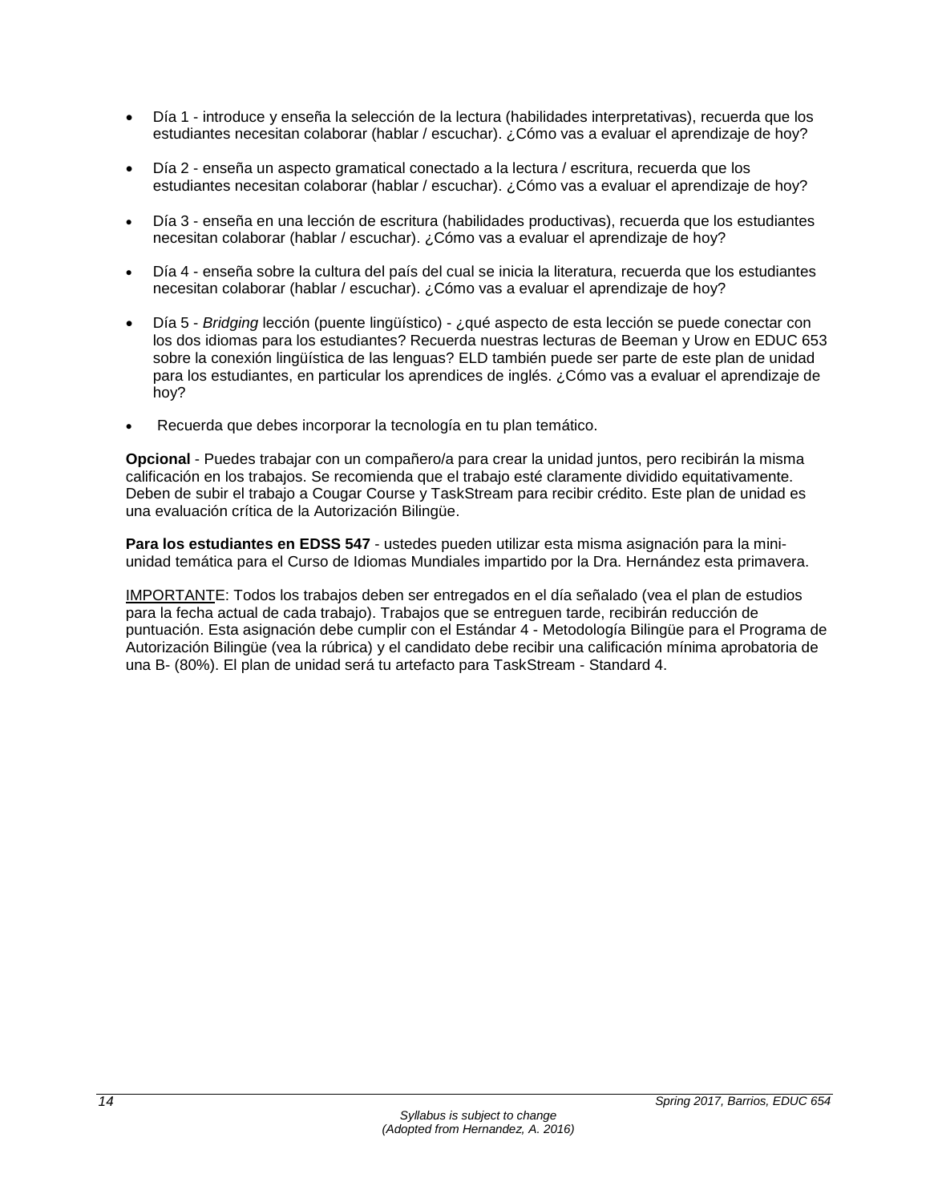- Día 1 - introduce y enseña la selección de la lectura (habilidades interpretativas), recuerda que los estudiantes necesitan colaborar (hablar / escuchar). ¿Cómo vas a evaluar el aprendizaje de hoy?
- Día 2 - enseña un aspecto gramatical conectado a la lectura / escritura, recuerda que los estudiantes necesitan colaborar (hablar / escuchar). ¿Cómo vas a evaluar el aprendizaje de hoy?
- Día 3 - enseña en una lección de escritura (habilidades productivas), recuerda que los estudiantes necesitan colaborar (hablar / escuchar). ¿Cómo vas a evaluar el aprendizaje de hoy?
- Día 4 - enseña sobre la cultura del país del cual se inicia la literatura, recuerda que los estudiantes necesitan colaborar (hablar / escuchar). ¿Cómo vas a evaluar el aprendizaje de hoy?
- Día 5 - *Bridging* lección (puente lingüístico) - ¿qué aspecto de esta lección se puede conectar con los dos idiomas para los estudiantes? Recuerda nuestras lecturas de Beeman y Urow en EDUC 653 sobre la conexión lingüística de las lenguas? ELD también puede ser parte de este plan de unidad para los estudiantes, en particular los aprendices de inglés. ¿Cómo vas a evaluar el aprendizaje de hoy?
- Recuerda que debes incorporar la tecnología en tu plan temático.

**Opcional** - Puedes trabajar con un compañero/a para crear la unidad juntos, pero recibirán la misma calificación en los trabajos. Se recomienda que el trabajo esté claramente dividido equitativamente. Deben de subir el trabajo a Cougar Course y TaskStream para recibir crédito. Este plan de unidad es una evaluación crítica de la Autorización Bilingüe.

**Para los estudiantes en EDSS 547** - ustedes pueden utilizar esta misma asignación para la mini-unidad temática para el Curso de Idiomas Mundiales impartido por la Dra. Hernández esta primavera.

IMPORTANTE: Todos los trabajos deben ser entregados en el día señalado (vea el plan de estudios para la fecha actual de cada trabajo). Trabajos que se entreguen tarde, recibirán reducción de puntuación. Esta asignación debe cumplir con el Estándar 4 - Metodología Bilingüe para el Programa de Autorización Bilingüe (vea la rúbrica) y el candidato debe recibir una calificación mínima aprobatoria de una B- (80%). El plan de unidad será tu artefacto para TaskStream - Standard 4.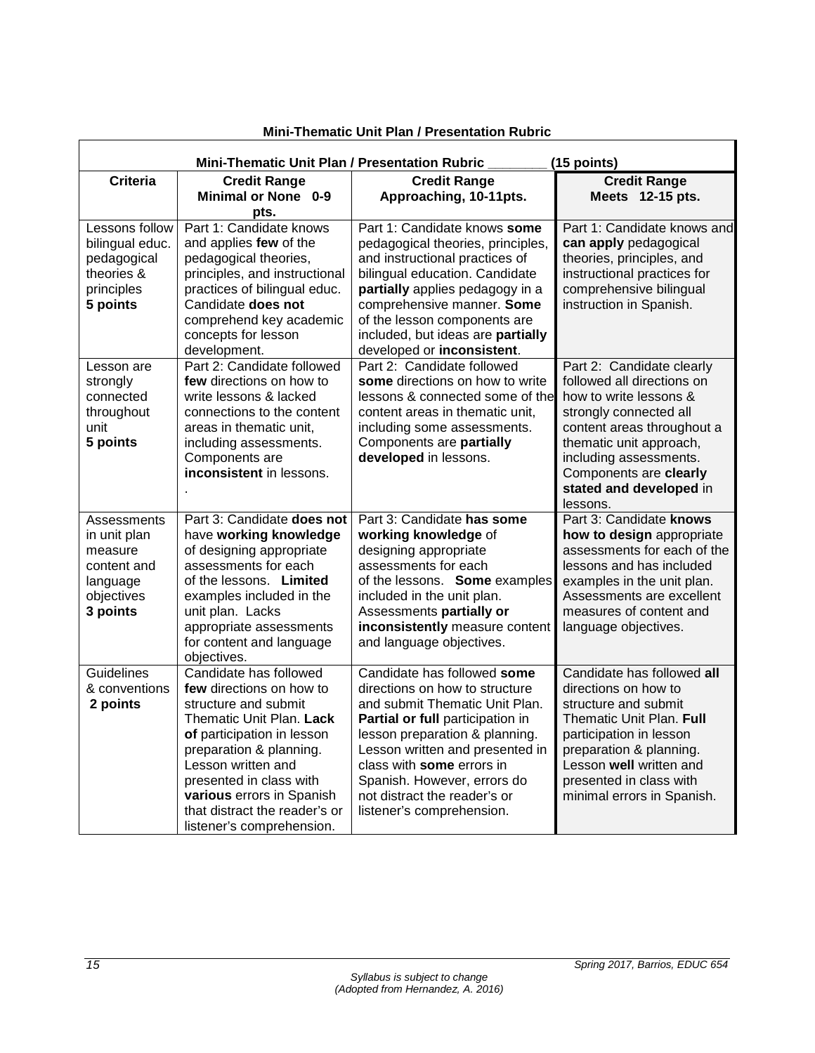## Mini-Thematic Unit Plan / Presentation Rubric

| Mini-Thematic Unit Plan / Presentation Rubric ________ (15 points) | | | |
|---|---|---|---|
| **Criteria** | **Credit Range Minimal or None 0-9 pts.** | **Credit Range Approaching, 10-11pts.** | **Credit Range Meets 12-15 pts.** |
| Lessons follow bilingual educ. pedagogical theories & principles **5 points** | Part 1: Candidate knows and applies **few** of the pedagogical theories, principles, and instructional practices of bilingual educ. Candidate **does not** comprehend key academic concepts for lesson development. | Part 1: Candidate knows **some** pedagogical theories, principles, and instructional practices of bilingual education. Candidate **partially** applies pedagogy in a comprehensive manner. **Some** of the lesson components are included, but ideas are **partially** developed or **inconsistent**. | Part 1: Candidate knows and **can apply** pedagogical theories, principles, and instructional practices for comprehensive bilingual instruction in Spanish. |
| Lesson are strongly connected throughout unit **5 points** | Part 2: Candidate followed **few** directions on how to write lessons & lacked connections to the content areas in thematic unit, including assessments. Components are **inconsistent** in lessons. . | Part 2: Candidate followed **some** directions on how to write lessons & connected some of the content areas in thematic unit, including some assessments. Components are **partially developed** in lessons. | Part 2: Candidate clearly followed all directions on how to write lessons & strongly connected all content areas throughout a thematic unit approach, including assessments. Components are **clearly stated and developed** in lessons. |
| Assessments in unit plan measure content and language objectives **3 points** | Part 3: Candidate **does not** have **working knowledge** of designing appropriate assessments for each of the lessons. **Limited** examples included in the unit plan. Lacks appropriate assessments for content and language objectives. | Part 3: Candidate **has some working knowledge** of designing appropriate assessments for each of the lessons. **Some** examples included in the unit plan. Assessments **partially or inconsistently** measure content and language objectives. | Part 3: Candidate **knows how to design** appropriate assessments for each of the lessons and has included examples in the unit plan. Assessments are excellent measures of content and language objectives. |
| Guidelines & conventions **2 points** | Candidate has followed **few** directions on how to structure and submit Thematic Unit Plan. **Lack of** participation in lesson preparation & planning. Lesson written and presented in class with **various** errors in Spanish that distract the reader's or listener's comprehension. | Candidate has followed **some** directions on how to structure and submit Thematic Unit Plan. **Partial or full** participation in lesson preparation & planning. Lesson written and presented in class with **some** errors in Spanish. However, errors do not distract the reader's or listener's comprehension. | Candidate has followed **all** directions on how to structure and submit Thematic Unit Plan. **Full** participation in lesson preparation & planning. Lesson **well** written and presented in class with minimal errors in Spanish. |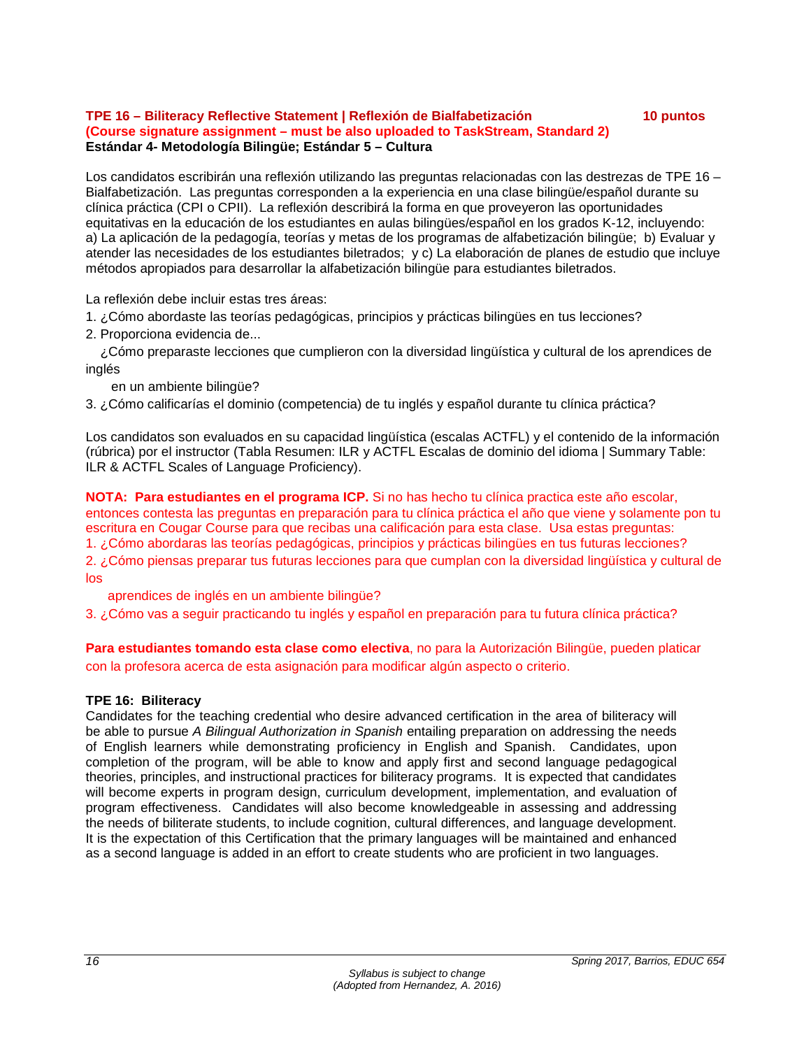**TPE 16 – Biliteracy Reflective Statement | Reflexión de Bialfabetización** **10 puntos**
**(Course signature assignment – must be also uploaded to TaskStream, Standard 2)**
**Estándar 4- Metodología Bilingüe; Estándar 5 – Cultura**

Los candidatos escribirán una reflexión utilizando las preguntas relacionadas con las destrezas de TPE 16 – Bialfabetización. Las preguntas corresponden a la experiencia en una clase bilingüe/español durante su clínica práctica (CPI o CPII). La reflexión describirá la forma en que proveyeron las oportunidades equitativas en la educación de los estudiantes en aulas bilingües/español en los grados K-12, incluyendo: a) La aplicación de la pedagogía, teorías y metas de los programas de alfabetización bilingüe; b) Evaluar y atender las necesidades de los estudiantes biletrados; y c) La elaboración de planes de estudio que incluye métodos apropiados para desarrollar la alfabetización bilingüe para estudiantes biletrados.

La reflexión debe incluir estas tres áreas:

1. ¿Cómo abordaste las teorías pedagógicas, principios y prácticas bilingües en tus lecciones?
2. Proporciona evidencia de...
   ¿Cómo preparaste lecciones que cumplieron con la diversidad lingüística y cultural de los aprendices de inglés
   en un ambiente bilingüe?
3. ¿Cómo calificarías el dominio (competencia) de tu inglés y español durante tu clínica práctica?

Los candidatos son evaluados en su capacidad lingüística (escalas ACTFL) y el contenido de la información (rúbrica) por el instructor (Tabla Resumen: ILR y ACTFL Escalas de dominio del idioma | Summary Table: ILR & ACTFL Scales of Language Proficiency).

**NOTA: Para estudiantes en el programa ICP.** Si no has hecho tu clínica practica este año escolar, entonces contesta las preguntas en preparación para tu clínica práctica el año que viene y solamente pon tu escritura en Cougar Course para que recibas una calificación para esta clase. Usa estas preguntas:

1. ¿Cómo abordaras las teorías pedagógicas, principios y prácticas bilingües en tus futuras lecciones?
2. ¿Cómo piensas preparar tus futuras lecciones para que cumplan con la diversidad lingüística y cultural de los
   aprendices de inglés en un ambiente bilingüe?
3. ¿Cómo vas a seguir practicando tu inglés y español en preparación para tu futura clínica práctica?

**Para estudiantes tomando esta clase como electiva**, no para la Autorización Bilingüe, pueden platicar con la profesora acerca de esta asignación para modificar algún aspecto o criterio.

**TPE 16: Biliteracy**

Candidates for the teaching credential who desire advanced certification in the area of biliteracy will be able to pursue *A Bilingual Authorization in Spanish* entailing preparation on addressing the needs of English learners while demonstrating proficiency in English and Spanish. Candidates, upon completion of the program, will be able to know and apply first and second language pedagogical theories, principles, and instructional practices for biliteracy programs. It is expected that candidates will become experts in program design, curriculum development, implementation, and evaluation of program effectiveness. Candidates will also become knowledgeable in assessing and addressing the needs of biliterate students, to include cognition, cultural differences, and language development. It is the expectation of this Certification that the primary languages will be maintained and enhanced as a second language is added in an effort to create students who are proficient in two languages.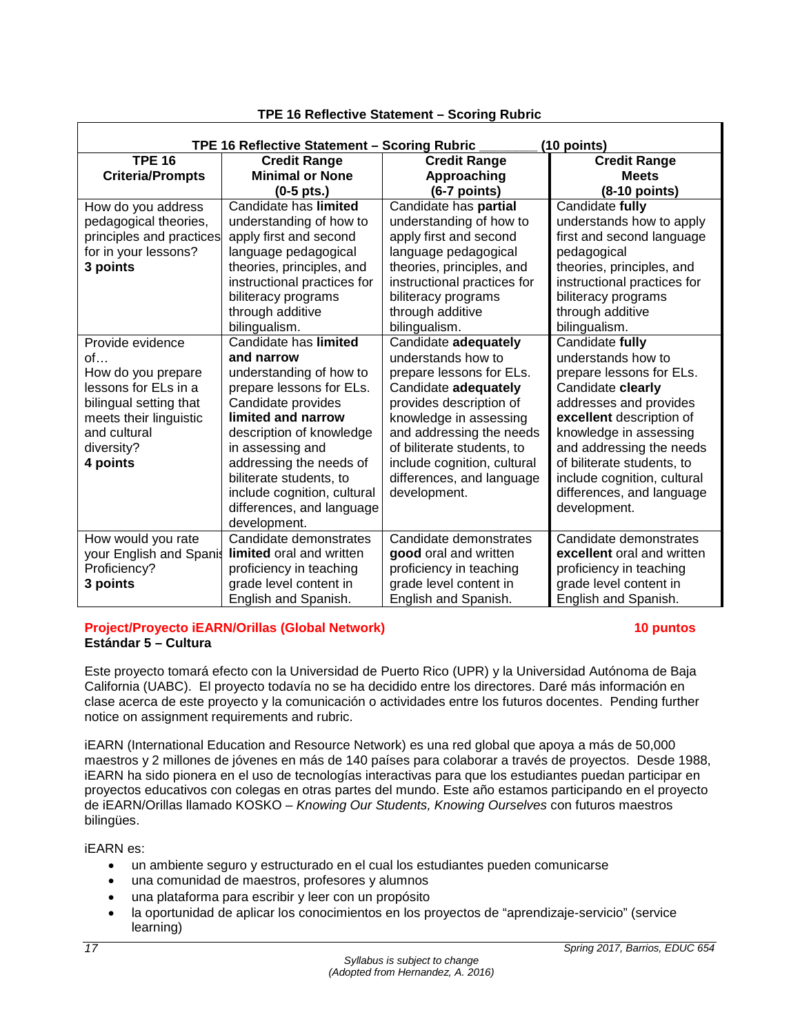**TPE 16 Reflective Statement – Scoring Rubric**

| TPE 16 Reflective Statement – Scoring Rubric ________ (10 points) | | | |
|---|---|---|---|
| **TPE 16 Criteria/Prompts** | **Credit Range Minimal or None (0-5 pts.)** | **Credit Range Approaching (6-7 points)** | **Credit Range Meets (8-10 points)** |
| How do you address pedagogical theories, principles and practices for in your lessons? **3 points** | Candidate has **limited** understanding of how to apply first and second language pedagogical theories, principles, and instructional practices for biliteracy programs through additive bilingualism. | Candidate has **partial** understanding of how to apply first and second language pedagogical theories, principles, and instructional practices for biliteracy programs through additive bilingualism. | Candidate **fully** understands how to apply first and second language pedagogical theories, principles, and instructional practices for biliteracy programs through additive bilingualism. |
| Provide evidence of… How do you prepare lessons for ELs in a bilingual setting that meets their linguistic and cultural diversity? **4 points** | Candidate has **limited and narrow** understanding of how to prepare lessons for ELs. Candidate provides **limited and narrow** description of knowledge in assessing and addressing the needs of biliterate students, to include cognition, cultural differences, and language development. | Candidate **adequately** understands how to prepare lessons for ELs. Candidate **adequately** provides description of knowledge in assessing and addressing the needs of biliterate students, to include cognition, cultural differences, and language development. | Candidate **fully** understands how to prepare lessons for ELs. Candidate **clearly** addresses and provides **excellent** description of knowledge in assessing and addressing the needs of biliterate students, to include cognition, cultural differences, and language development. |
| How would you rate your English and Spanish Proficiency? **3 points** | Candidate demonstrates **limited** oral and written proficiency in teaching grade level content in English and Spanish. | Candidate demonstrates **good** oral and written proficiency in teaching grade level content in English and Spanish. | Candidate demonstrates **excellent** oral and written proficiency in teaching grade level content in English and Spanish. |

**Project/Proyecto iEARN/Orillas (Global Network)** **10 puntos**
**Estándar 5 – Cultura**

Este proyecto tomará efecto con la Universidad de Puerto Rico (UPR) y la Universidad Autónoma de Baja California (UABC). El proyecto todavía no se ha decidido entre los directores. Daré más información en clase acerca de este proyecto y la comunicación o actividades entre los futuros docentes. Pending further notice on assignment requirements and rubric.

iEARN (International Education and Resource Network) es una red global que apoya a más de 50,000 maestros y 2 millones de jóvenes en más de 140 países para colaborar a través de proyectos. Desde 1988, iEARN ha sido pionera en el uso de tecnologías interactivas para que los estudiantes puedan participar en proyectos educativos con colegas en otras partes del mundo. Este año estamos participando en el proyecto de iEARN/Orillas llamado KOSKO – *Knowing Our Students, Knowing Ourselves* con futuros maestros bilingües.

iEARN es:

- un ambiente seguro y estructurado en el cual los estudiantes pueden comunicarse
- una comunidad de maestros, profesores y alumnos
- una plataforma para escribir y leer con un propósito
- la oportunidad de aplicar los conocimientos en los proyectos de "aprendizaje-servicio" (service learning)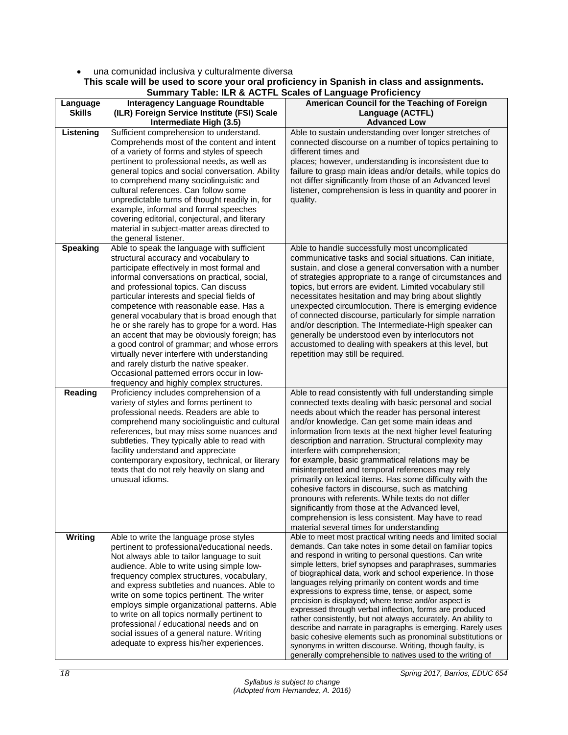- una comunidad inclusiva y culturalmente diversa

**This scale will be used to score your oral proficiency in Spanish in class and assignments.**

**Summary Table: ILR & ACTFL Scales of Language Proficiency**

| Language Skills | Interagency Language Roundtable (ILR) Foreign Service Institute (FSI) Scale Intermediate High (3.5) | American Council for the Teaching of Foreign Language (ACTFL) Advanced Low |
|---|---|---|
| **Listening** | Sufficient comprehension to understand. Comprehends most of the content and intent of a variety of forms and styles of speech pertinent to professional needs, as well as general topics and social conversation. Ability to comprehend many sociolinguistic and cultural references. Can follow some unpredictable turns of thought readily in, for example, informal and formal speeches covering editorial, conjectural, and literary material in subject-matter areas directed to the general listener. | Able to sustain understanding over longer stretches of connected discourse on a number of topics pertaining to different times and places; however, understanding is inconsistent due to failure to grasp main ideas and/or details, while topics do not differ significantly from those of an Advanced level listener, comprehension is less in quantity and poorer in quality. |
| **Speaking** | Able to speak the language with sufficient structural accuracy and vocabulary to participate effectively in most formal and informal conversations on practical, social, and professional topics. Can discuss particular interests and special fields of competence with reasonable ease. Has a general vocabulary that is broad enough that he or she rarely has to grope for a word. Has an accent that may be obviously foreign; has a good control of grammar; and whose errors virtually never interfere with understanding and rarely disturb the native speaker. Occasional patterned errors occur in low-frequency and highly complex structures. | Able to handle successfully most uncomplicated communicative tasks and social situations. Can initiate, sustain, and close a general conversation with a number of strategies appropriate to a range of circumstances and topics, but errors are evident. Limited vocabulary still necessitates hesitation and may bring about slightly unexpected circumlocution. There is emerging evidence of connected discourse, particularly for simple narration and/or description. The Intermediate-High speaker can generally be understood even by interlocutors not accustomed to dealing with speakers at this level, but repetition may still be required. |
| **Reading** | Proficiency includes comprehension of a variety of styles and forms pertinent to professional needs. Readers are able to comprehend many sociolinguistic and cultural references, but may miss some nuances and subtleties. They typically able to read with facility understand and appreciate contemporary expository, technical, or literary texts that do not rely heavily on slang and unusual idioms. | Able to read consistently with full understanding simple connected texts dealing with basic personal and social needs about which the reader has personal interest and/or knowledge. Can get some main ideas and information from texts at the next higher level featuring description and narration. Structural complexity may interfere with comprehension; for example, basic grammatical relations may be misinterpreted and temporal references may rely primarily on lexical items. Has some difficulty with the cohesive factors in discourse, such as matching pronouns with referents. While texts do not differ significantly from those at the Advanced level, comprehension is less consistent. May have to read material several times for understanding |
| **Writing** | Able to write the language prose styles pertinent to professional/educational needs. Not always able to tailor language to suit audience. Able to write using simple low-frequency complex structures, vocabulary, and express subtleties and nuances. Able to write on some topics pertinent. The writer employs simple organizational patterns. Able to write on all topics normally pertinent to professional / educational needs and on social issues of a general nature. Writing adequate to express his/her experiences. | Able to meet most practical writing needs and limited social demands. Can take notes in some detail on familiar topics and respond in writing to personal questions. Can write simple letters, brief synopses and paraphrases, summaries of biographical data, work and school experience. In those languages relying primarily on content words and time expressions to express time, tense, or aspect, some precision is displayed; where tense and/or aspect is expressed through verbal inflection, forms are produced rather consistently, but not always accurately. An ability to describe and narrate in paragraphs is emerging. Rarely uses basic cohesive elements such as pronominal substitutions or synonyms in written discourse. Writing, though faulty, is generally comprehensible to natives used to the writing of |

*Syllabus is subject to change*
*(Adopted from Hernandez, A. 2016)*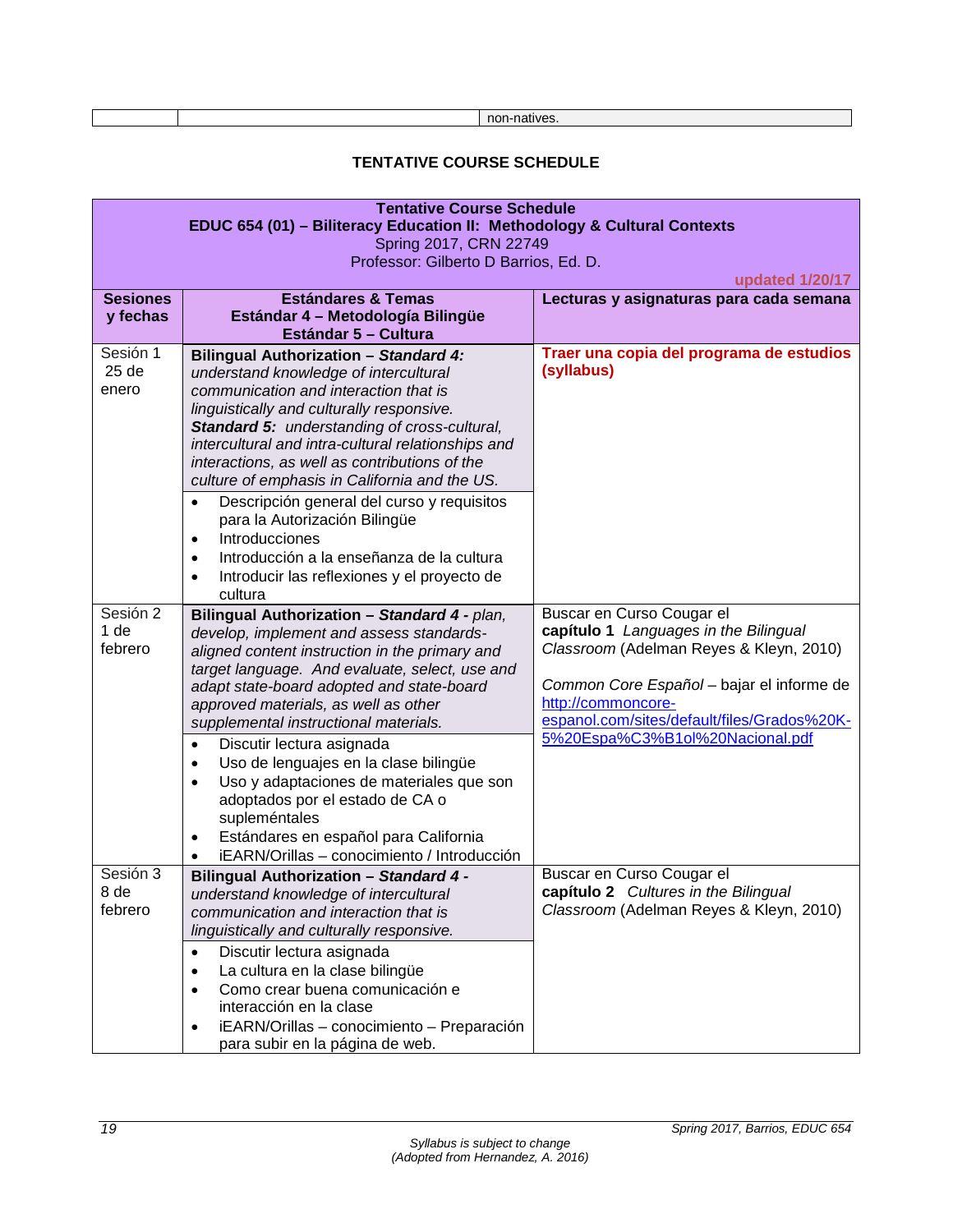| | | non-natives. |
|---|---|---|

## TENTATIVE COURSE SCHEDULE

| **Tentative Course Schedule**<br>**EDUC 654 (01) – Biliteracy Education II: Methodology & Cultural Contexts**<br>Spring 2017, CRN 22749<br>Professor: Gilberto D Barrios, Ed. D.<br>**updated 1/20/17** | | |
|---|---|---|
| **Sesiones y fechas** | **Estándares & Temas**<br>**Estándar 4 – Metodología Bilingüe**<br>**Estándar 5 – Cultura** | **Lecturas y asignaturas para cada semana** |
| Sesión 1<br>25 de enero | **Bilingual Authorization – *Standard 4:*** *understand knowledge of intercultural communication and interaction that is linguistically and culturally responsive.* ***Standard 5:*** *understanding of cross-cultural, intercultural and intra-cultural relationships and interactions, as well as contributions of the culture of emphasis in California and the US.*<br>• Descripción general del curso y requisitos para la Autorización Bilingüe<br>• Introducciones<br>• Introducción a la enseñanza de la cultura<br>• Introducir las reflexiones y el proyecto de cultura | **Traer una copia del programa de estudios (syllabus)** |
| Sesión 2<br>1 de febrero | **Bilingual Authorization – *Standard 4*** *- plan, develop, implement and assess standards-aligned content instruction in the primary and target language. And evaluate, select, use and adapt state-board adopted and state-board approved materials, as well as other supplemental instructional materials.*<br>• Discutir lectura asignada<br>• Uso de lenguajes en la clase bilingüe<br>• Uso y adaptaciones de materiales que son adoptados por el estado de CA o supleméntales<br>• Estándares en español para California<br>• iEARN/Orillas – conocimiento / Introducción | Buscar en Curso Cougar el **capítulo 1** *Languages in the Bilingual Classroom* (Adelman Reyes & Kleyn, 2010)<br><br>*Common Core Español* – bajar el informe de http://commoncore-espanol.com/sites/default/files/Grados%20K-5%20Espa%C3%B1ol%20Nacional.pdf |
| Sesión 3<br>8 de febrero | **Bilingual Authorization – *Standard 4*** *- understand knowledge of intercultural communication and interaction that is linguistically and culturally responsive.*<br>• Discutir lectura asignada<br>• La cultura en la clase bilingüe<br>• Como crear buena comunicación e interacción en la clase<br>• iEARN/Orillas – conocimiento – Preparación para subir en la página de web. | Buscar en Curso Cougar el **capítulo 2** *Cultures in the Bilingual Classroom* (Adelman Reyes & Kleyn, 2010) |

Syllabus is subject to change
(Adopted from Hernandez, A. 2016)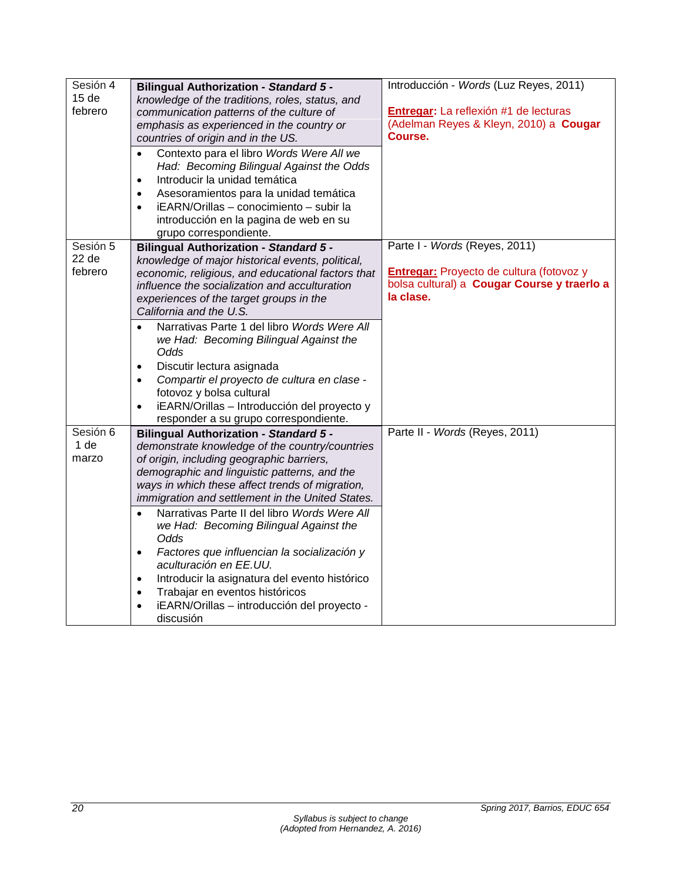| Sesión | Estándar / Actividades | Lecturas / Entregas |
|---|---|---|
| Sesión 4<br>15 de febrero | **Bilingual Authorization - *Standard 5 -*** *knowledge of the traditions, roles, status, and communication patterns of the culture of emphasis as experienced in the country or countries of origin and in the US.*<br>• Contexto para el libro *Words Were All we Had: Becoming Bilingual Against the Odds*<br>• Introducir la unidad temática<br>• Asesoramientos para la unidad temática<br>• iEARN/Orillas – conocimiento – subir la introducción en la pagina de web en su grupo correspondiente. | Introducción - *Words* (Luz Reyes, 2011)<br><br>**Entregar:** La reflexión #1 de lecturas (Adelman Reyes & Kleyn, 2010) a **Cougar Course.** |
| Sesión 5<br>22 de febrero | **Bilingual Authorization - *Standard 5 -*** *knowledge of major historical events, political, economic, religious, and educational factors that influence the socialization and acculturation experiences of the target groups in the California and the U.S.*<br>• Narrativas Parte 1 del libro *Words Were All we Had: Becoming Bilingual Against the Odds*<br>• Discutir lectura asignada<br>• *Compartir el proyecto de cultura en clase -* fotovoz y bolsa cultural<br>• iEARN/Orillas – Introducción del proyecto y responder a su grupo correspondiente. | Parte I - *Words* (Reyes, 2011)<br><br>**Entregar:** Proyecto de cultura (fotovoz y bolsa cultural) a **Cougar Course y traerlo a la clase.** |
| Sesión 6<br>1 de marzo | **Bilingual Authorization - *Standard 5 -*** *demonstrate knowledge of the country/countries of origin, including geographic barriers, demographic and linguistic patterns, and the ways in which these affect trends of migration, immigration and settlement in the United States.*<br>• Narrativas Parte II del libro *Words Were All we Had: Becoming Bilingual Against the Odds*<br>• *Factores que influencian la socialización y aculturación en EE.UU.*<br>• Introducir la asignatura del evento histórico<br>• Trabajar en eventos históricos<br>• iEARN/Orillas – introducción del proyecto - discusión | Parte II - *Words* (Reyes, 2011) |

*Syllabus is subject to change*
*(Adopted from Hernandez, A. 2016)*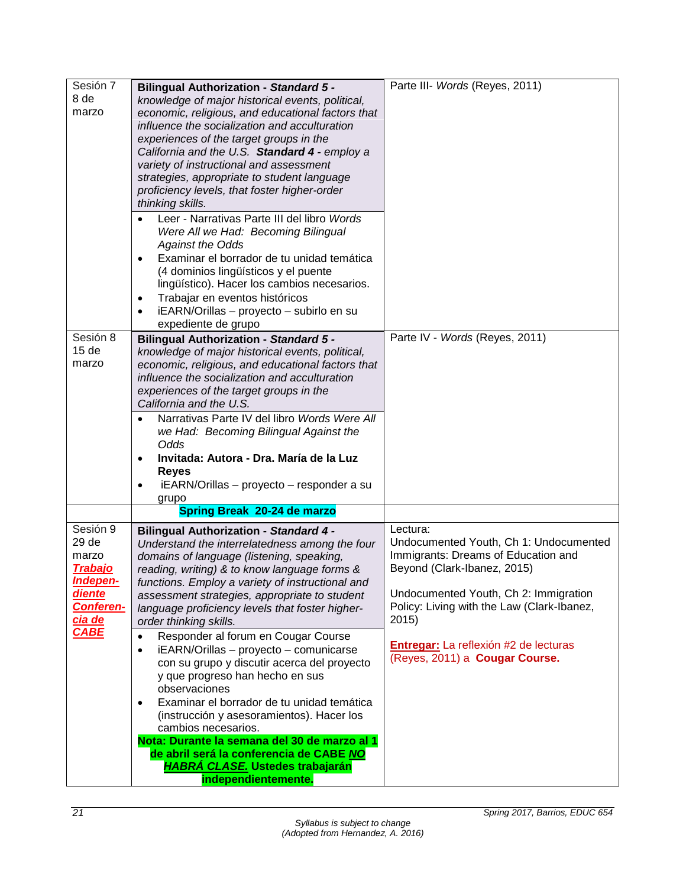| | | |
|---|---|---|
| Sesión 7<br>8 de marzo | **Bilingual Authorization - *Standard 5 -*** *knowledge of major historical events, political, economic, religious, and educational factors that influence the socialization and acculturation experiences of the target groups in the California and the U.S.* **Standard 4 -** *employ a variety of instructional and assessment strategies, appropriate to student language proficiency levels, that foster higher-order thinking skills.*<br>• Leer - Narrativas Parte III del libro *Words Were All we Had: Becoming Bilingual Against the Odds*<br>• Examinar el borrador de tu unidad temática (4 dominios lingüísticos y el puente lingüístico). Hacer los cambios necesarios.<br>• Trabajar en eventos históricos<br>• iEARN/Orillas – proyecto – subirlo en su expediente de grupo | Parte III- *Words* (Reyes, 2011) |
| Sesión 8<br>15 de marzo | **Bilingual Authorization - *Standard 5 -*** *knowledge of major historical events, political, economic, religious, and educational factors that influence the socialization and acculturation experiences of the target groups in the California and the U.S.*<br>• Narrativas Parte IV del libro *Words Were All we Had: Becoming Bilingual Against the Odds*<br>• **Invitada: Autora - Dra. María de la Luz Reyes**<br>• iEARN/Orillas – proyecto – responder a su grupo | Parte IV - *Words* (Reyes, 2011) |
| | **Spring Break 20-24 de marzo** | |
| Sesión 9<br>29 de marzo<br>***Trabajo Indepen-diente Conferen-cia de CABE*** | **Bilingual Authorization - *Standard 4 -*** *Understand the interrelatedness among the four domains of language (listening, speaking, reading, writing) & to know language forms & functions. Employ a variety of instructional and assessment strategies, appropriate to student language proficiency levels that foster higher-order thinking skills.*<br>• Responder al forum en Cougar Course<br>• iEARN/Orillas – proyecto – comunicarse con su grupo y discutir acerca del proyecto y que progreso han hecho en sus observaciones<br>• Examinar el borrador de tu unidad temática (instrucción y asesoramientos). Hacer los cambios necesarios.<br>**Nota: Durante la semana del 30 de marzo al 1 de abril será la conferencia de CABE *NO HABRÁ CLASE.* Ustedes trabajarán independientemente.** | Lectura:<br>Undocumented Youth, Ch 1: Undocumented Immigrants: Dreams of Education and Beyond (Clark-Ibanez, 2015)<br><br>Undocumented Youth, Ch 2: Immigration Policy: Living with the Law (Clark-Ibanez, 2015)<br><br>**Entregar:** La reflexión #2 de lecturas (Reyes, 2011) a **Cougar Course.** |

Syllabus is subject to change
(Adopted from Hernandez, A. 2016)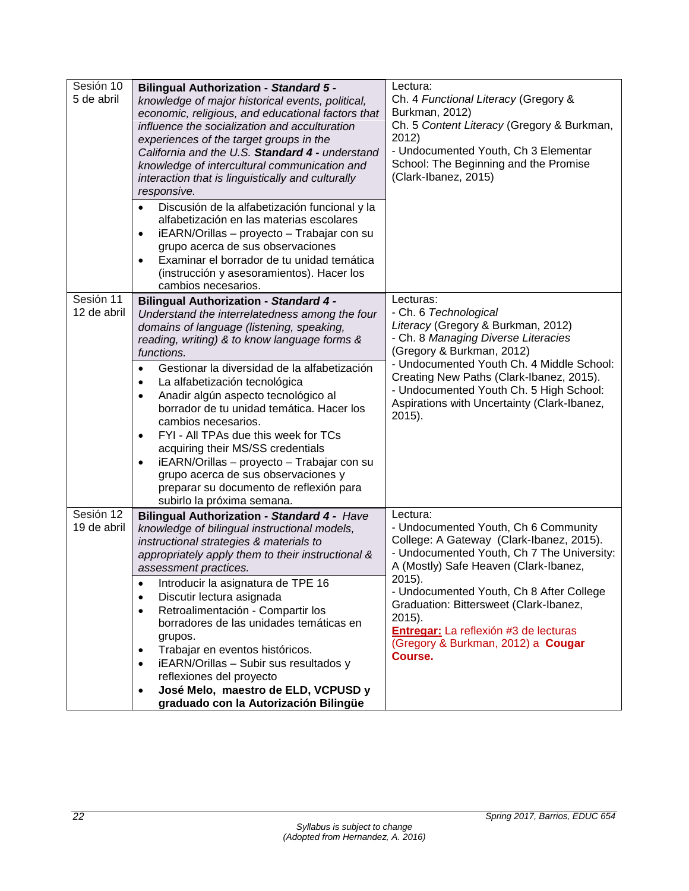| | | |
|---|---|---|
| Sesión 10<br>5 de abril | **Bilingual Authorization - *Standard 5 -*** *knowledge of major historical events, political, economic, religious, and educational factors that influence the socialization and acculturation experiences of the target groups in the California and the U.S.* ***Standard 4 -*** *understand knowledge of intercultural communication and interaction that is linguistically and culturally responsive.*<br>• Discusión de la alfabetización funcional y la alfabetización en las materias escolares<br>• iEARN/Orillas – proyecto – Trabajar con su grupo acerca de sus observaciones<br>• Examinar el borrador de tu unidad temática (instrucción y asesoramientos). Hacer los cambios necesarios. | Lectura:<br>Ch. 4 *Functional Literacy* (Gregory & Burkman, 2012)<br>Ch. 5 *Content Literacy* (Gregory & Burkman, 2012)<br>- Undocumented Youth, Ch 3 Elementar School: The Beginning and the Promise (Clark-Ibanez, 2015) |
| Sesión 11<br>12 de abril | **Bilingual Authorization - *Standard 4 -*** *Understand the interrelatedness among the four domains of language (listening, speaking, reading, writing) & to know language forms & functions.*<br>• Gestionar la diversidad de la alfabetización<br>• La alfabetización tecnológica<br>• Anadir algún aspecto tecnológico al borrador de tu unidad temática. Hacer los cambios necesarios.<br>• FYI - All TPAs due this week for TCs acquiring their MS/SS credentials<br>• iEARN/Orillas – proyecto – Trabajar con su grupo acerca de sus observaciones y preparar su documento de reflexión para subirlo la próxima semana. | Lecturas:<br>- Ch. 6 *Technological Literacy* (Gregory & Burkman, 2012)<br>- Ch. 8 *Managing Diverse Literacies* (Gregory & Burkman, 2012)<br>- Undocumented Youth Ch. 4 Middle School: Creating New Paths (Clark-Ibanez, 2015).<br>- Undocumented Youth Ch. 5 High School: Aspirations with Uncertainty (Clark-Ibanez, 2015). |
| Sesión 12<br>19 de abril | **Bilingual Authorization - *Standard 4 -*** *Have knowledge of bilingual instructional models, instructional strategies & materials to appropriately apply them to their instructional & assessment practices.*<br>• Introducir la asignatura de TPE 16<br>• Discutir lectura asignada<br>• Retroalimentación - Compartir los borradores de las unidades temáticas en grupos.<br>• Trabajar en eventos históricos.<br>• iEARN/Orillas – Subir sus resultados y reflexiones del proyecto<br>• **José Melo, maestro de ELD, VCPUSD y graduado con la Autorización Bilingüe** | Lectura:<br>- Undocumented Youth, Ch 6 Community College: A Gateway (Clark-Ibanez, 2015).<br>- Undocumented Youth, Ch 7 The University: A (Mostly) Safe Heaven (Clark-Ibanez, 2015).<br>- Undocumented Youth, Ch 8 After College Graduation: Bittersweet (Clark-Ibanez, 2015).<br>**Entregar:** La reflexión #3 de lecturas (Gregory & Burkman, 2012) a **Cougar Course.** |

Syllabus is subject to change
(Adopted from Hernandez, A. 2016)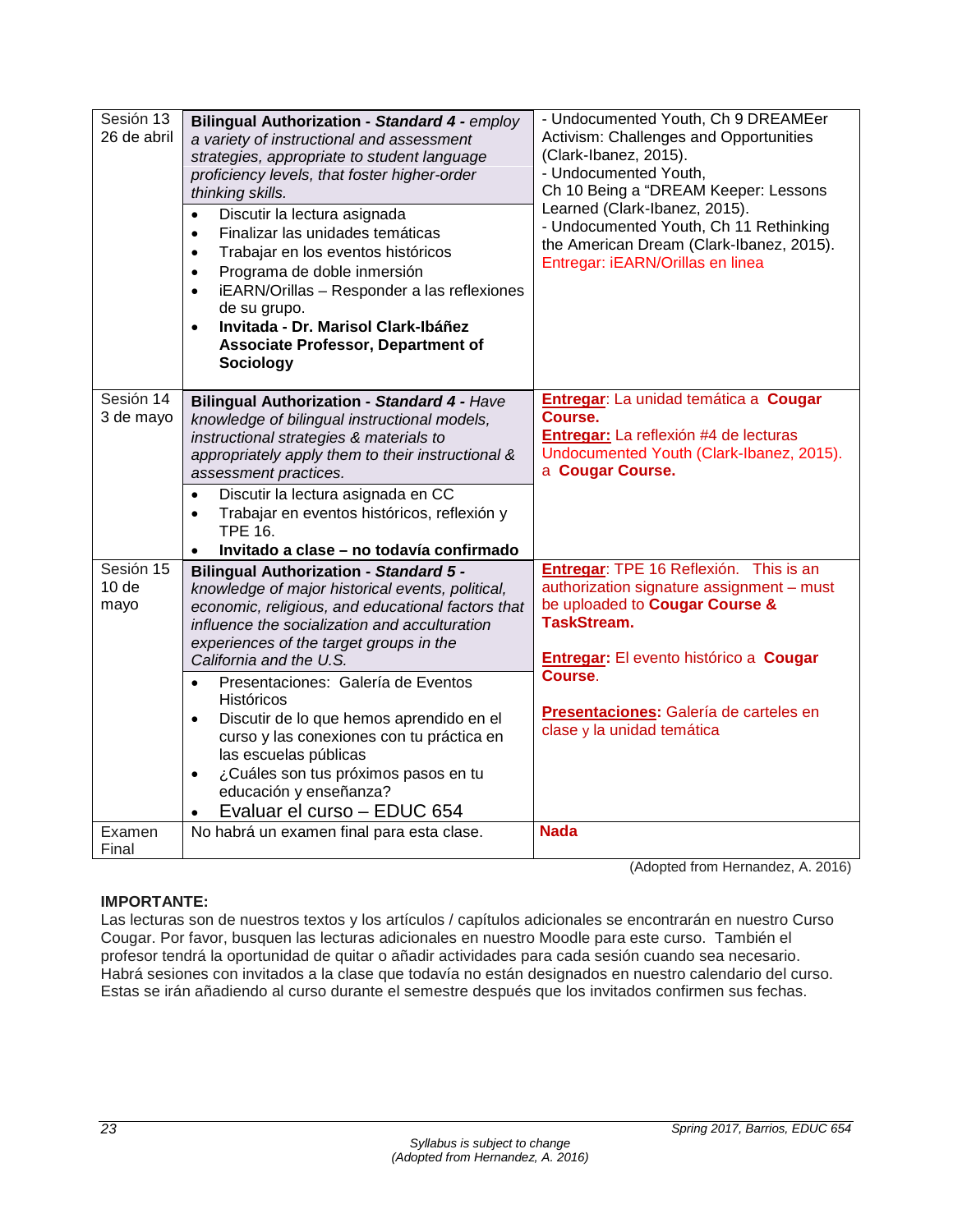| Sesión 13 26 de abril | **Bilingual Authorization - *Standard 4* -** *employ a variety of instructional and assessment strategies, appropriate to student language proficiency levels, that foster higher-order thinking skills.*<br>• Discutir la lectura asignada<br>• Finalizar las unidades temáticas<br>• Trabajar en los eventos históricos<br>• Programa de doble inmersión<br>• iEARN/Orillas – Responder a las reflexiones de su grupo.<br>• **Invitada - Dr. Marisol Clark-Ibáñez Associate Professor, Department of Sociology** | - Undocumented Youth, Ch 9 DREAMEer Activism: Challenges and Opportunities (Clark-Ibanez, 2015).<br>- Undocumented Youth, Ch 10 Being a "DREAM Keeper: Lessons Learned (Clark-Ibanez, 2015).<br>- Undocumented Youth, Ch 11 Rethinking the American Dream (Clark-Ibanez, 2015).<br>Entregar: iEARN/Orillas en linea |
|---|---|---|
| Sesión 14 3 de mayo | **Bilingual Authorization - *Standard 4* -** *Have knowledge of bilingual instructional models, instructional strategies & materials to appropriately apply them to their instructional & assessment practices.*<br>• Discutir la lectura asignada en CC<br>• Trabajar en eventos históricos, reflexión y TPE 16.<br>• **Invitado a clase – no todavía confirmado** | **Entregar**: La unidad temática a **Cougar Course.**<br>**Entregar:** La reflexión #4 de lecturas Undocumented Youth (Clark-Ibanez, 2015). a **Cougar Course.** |
| Sesión 15 10 de mayo | **Bilingual Authorization - *Standard 5* -** *knowledge of major historical events, political, economic, religious, and educational factors that influence the socialization and acculturation experiences of the target groups in the California and the U.S.*<br>• Presentaciones: Galería de Eventos Históricos<br>• Discutir de lo que hemos aprendido en el curso y las conexiones con tu práctica en las escuelas públicas<br>• ¿Cuáles son tus próximos pasos en tu educación y enseñanza?<br>• Evaluar el curso – EDUC 654 | **Entregar**: TPE 16 Reflexión. This is an authorization signature assignment – must be uploaded to **Cougar Course & TaskStream.**<br>**Entregar:** El evento histórico a **Cougar Course**.<br>**Presentaciones:** Galería de carteles en clase y la unidad temática |
| Examen Final | No habrá un examen final para esta clase. | **Nada** |

(Adopted from Hernandez, A. 2016)

**IMPORTANTE:**
Las lecturas son de nuestros textos y los artículos / capítulos adicionales se encontrarán en nuestro Curso Cougar. Por favor, busquen las lecturas adicionales en nuestro Moodle para este curso. También el profesor tendrá la oportunidad de quitar o añadir actividades para cada sesión cuando sea necesario. Habrá sesiones con invitados a la clase que todavía no están designados en nuestro calendario del curso. Estas se irán añadiendo al curso durante el semestre después que los invitados confirmen sus fechas.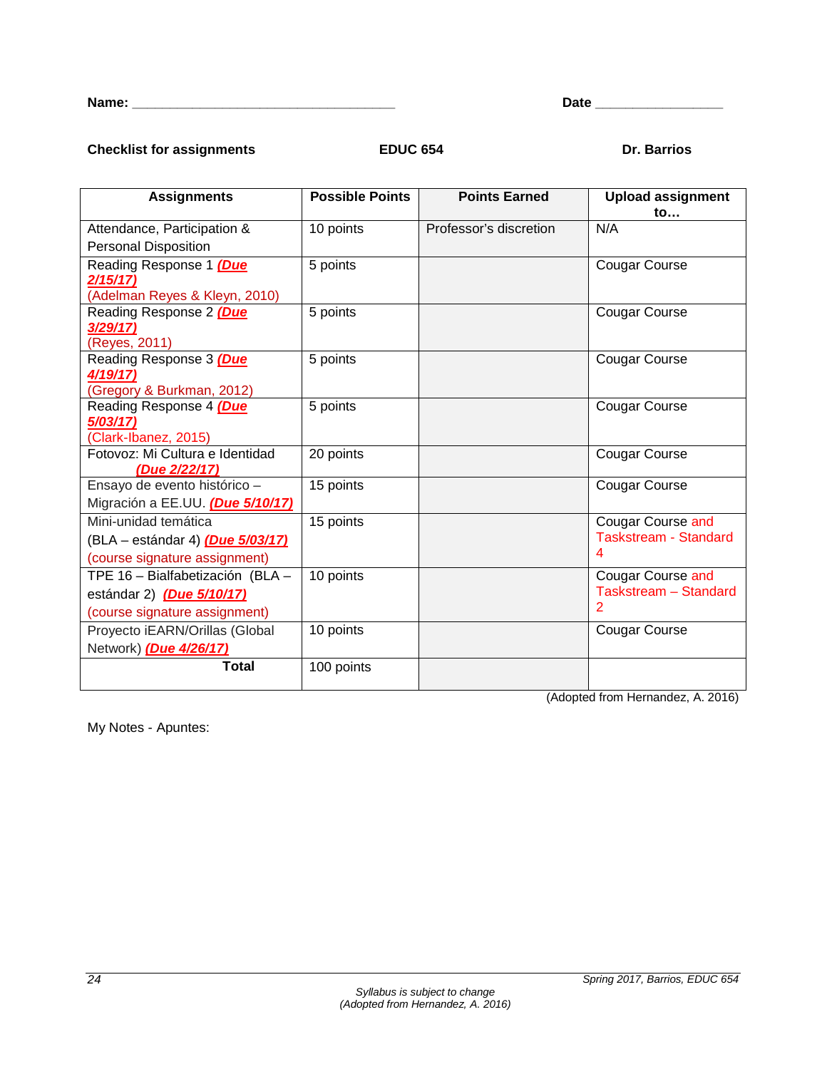**Name:** ___________________________________ **Date** _________________

**Checklist for assignments** **EDUC 654** **Dr. Barrios**

| Assignments | Possible Points | Points Earned | Upload assignment to… |
| --- | --- | --- | --- |
| Attendance, Participation & Personal Disposition | 10 points | Professor's discretion | N/A |
| Reading Response 1 ***(Due 2/15/17)*** (Adelman Reyes & Kleyn, 2010) | 5 points | | Cougar Course |
| Reading Response 2 ***(Due 3/29/17)*** (Reyes, 2011) | 5 points | | Cougar Course |
| Reading Response 3 ***(Due 4/19/17)*** (Gregory & Burkman, 2012) | 5 points | | Cougar Course |
| Reading Response 4 ***(Due 5/03/17)*** (Clark-Ibanez, 2015) | 5 points | | Cougar Course |
| Fotovoz: Mi Cultura e Identidad ***(Due 2/22/17)*** | 20 points | | Cougar Course |
| Ensayo de evento histórico – Migración a EE.UU. ***(Due 5/10/17)*** | 15 points | | Cougar Course |
| Mini-unidad temática (BLA – estándar 4) ***(Due 5/03/17)*** (course signature assignment) | 15 points | | Cougar Course and Taskstream - Standard 4 |
| TPE 16 – Bialfabetización (BLA – estándar 2) ***(Due 5/10/17)*** (course signature assignment) | 10 points | | Cougar Course and Taskstream – Standard 2 |
| Proyecto iEARN/Orillas (Global Network) ***(Due 4/26/17)*** | 10 points | | Cougar Course |
| **Total** | 100 points | | |

(Adopted from Hernandez, A. 2016)

My Notes - Apuntes:

*Syllabus is subject to change*
*(Adopted from Hernandez, A. 2016)*